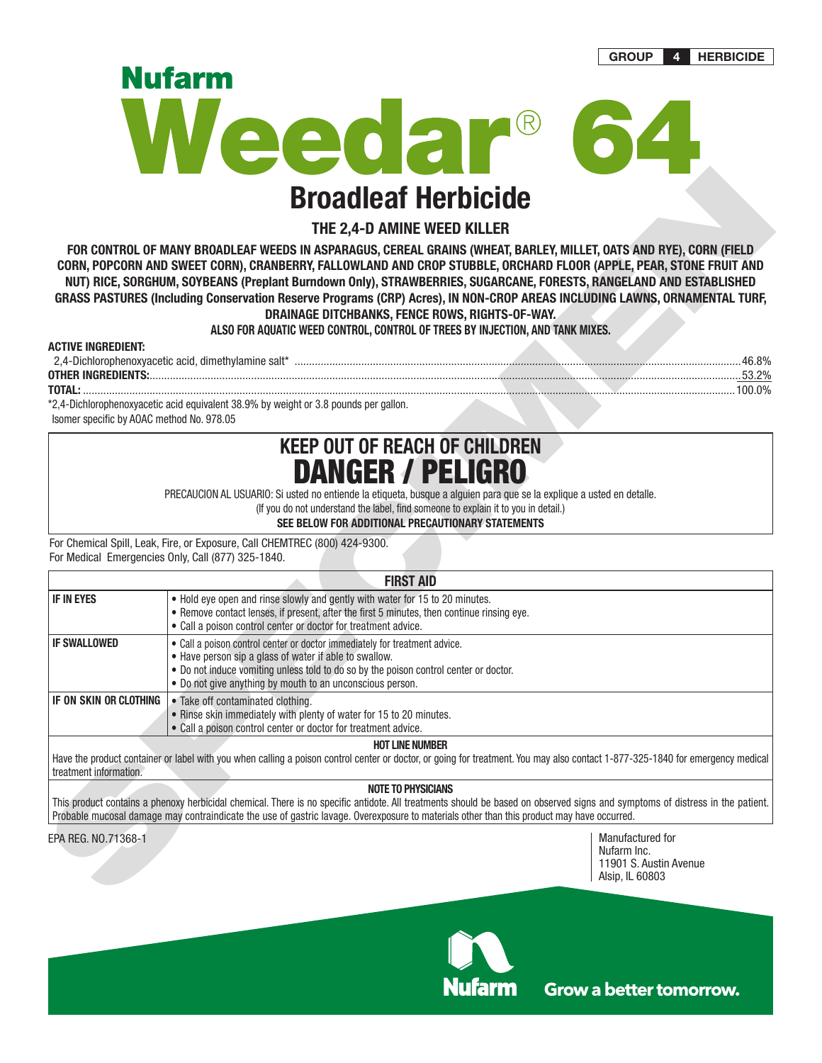**GROUP 4 HERBICIDE**

# Nufarm Weedar® 64

## Broadleaf Herbicide

### THE 2,4-D AMINE WEED KILLER

**FOR CONTROL OF MANY BROADLEAF WEEDS IN ASPARAGUS, CEREAL GRAINS (WHEAT, BARLEY, MILLET, OATS AND RYE), CORN (FIELD CORN, POPCORN AND SWEET CORN), CRANBERRY, FALLOWLAND AND CROP STUBBLE, ORCHARD FLOOR (APPLE, PEAR, STONE FRUIT AND NUT) RICE, SORGHUM, SOYBEANS (Preplant Burndown Only), STRAWBERRIES, SUGARCANE, FORESTS, RANGELAND AND ESTABLISHED GRASS PASTURES (Including Conservation Reserve Programs (CRP) Acres), IN NON-CROP AREAS INCLUDING LAWNS, ORNAMENTAL TURF, DRAINAGE DITCHBANKS, FENCE ROWS, RIGHTS-OF-WAY.**

**ALSO FOR AQUATIC WEED CONTROL, CONTROL OF TREES BY INJECTION, AND TANK MIXES.**

**ACTIVE INGREDIENT:**

| | |
|---|---|
| 2,4-Dichlorophenoxyacetic acid, dimethylamine salt* | 46.8% |
| **OTHER INGREDIENTS:** | 53.2% |
| **TOTAL:** | 100.0% |

*2,4-Dichlorophenoxyacetic acid equivalent 38.9% by weight or 3.8 pounds per gallon.
Isomer specific by AOAC method No. 978.05

## KEEP OUT OF REACH OF CHILDREN
## DANGER / PELIGRO

PRECAUCION AL USUARIO: Si usted no entiende la etiqueta, busque a alguien para que se la explique a usted en detalle.
(If you do not understand the label, find someone to explain it to you in detail.)

**SEE BELOW FOR ADDITIONAL PRECAUTIONARY STATEMENTS**

For Chemical Spill, Leak, Fire, or Exposure, Call CHEMTREC (800) 424-9300.
For Medical Emergencies Only, Call (877) 325-1840.

| FIRST AID | |
|---|---|
| **IF IN EYES** | • Hold eye open and rinse slowly and gently with water for 15 to 20 minutes.<br>• Remove contact lenses, if present, after the first 5 minutes, then continue rinsing eye.<br>• Call a poison control center or doctor for treatment advice. |
| **IF SWALLOWED** | • Call a poison control center or doctor immediately for treatment advice.<br>• Have person sip a glass of water if able to swallow.<br>• Do not induce vomiting unless told to do so by the poison control center or doctor.<br>• Do not give anything by mouth to an unconscious person. |
| **IF ON SKIN OR CLOTHING** | • Take off contaminated clothing.<br>• Rinse skin immediately with plenty of water for 15 to 20 minutes.<br>• Call a poison control center or doctor for treatment advice. |

**HOT LINE NUMBER**

Have the product container or label with you when calling a poison control center or doctor, or going for treatment. You may also contact 1-877-325-1840 for emergency medical treatment information.

**NOTE TO PHYSICIANS**

This product contains a phenoxy herbicidal chemical. There is no specific antidote. All treatments should be based on observed signs and symptoms of distress in the patient. Probable mucosal damage may contraindicate the use of gastric lavage. Overexposure to materials other than this product may have occurred.

EPA REG. NO.71368-1

Manufactured for
Nufarm Inc.
11901 S. Austin Avenue
Alsip, IL 60803

Nufarm Grow a better tomorrow.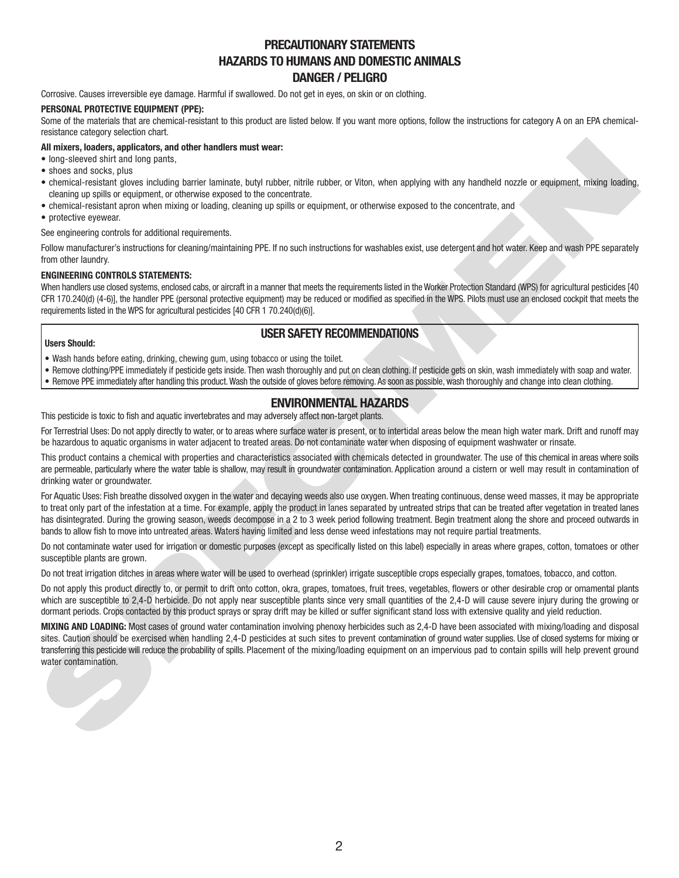# PRECAUTIONARY STATEMENTS
## HAZARDS TO HUMANS AND DOMESTIC ANIMALS
## DANGER / PELIGRO

Corrosive. Causes irreversible eye damage. Harmful if swallowed. Do not get in eyes, on skin or on clothing.

**PERSONAL PROTECTIVE EQUIPMENT (PPE):**

Some of the materials that are chemical-resistant to this product are listed below. If you want more options, follow the instructions for category A on an EPA chemical-resistance category selection chart.

**All mixers, loaders, applicators, and other handlers must wear:**

- long-sleeved shirt and long pants,
- shoes and socks, plus
- chemical-resistant gloves including barrier laminate, butyl rubber, nitrile rubber, or Viton, when applying with any handheld nozzle or equipment, mixing loading, cleaning up spills or equipment, or otherwise exposed to the concentrate.
- chemical-resistant apron when mixing or loading, cleaning up spills or equipment, or otherwise exposed to the concentrate, and
- protective eyewear.

See engineering controls for additional requirements.

Follow manufacturer's instructions for cleaning/maintaining PPE. If no such instructions for washables exist, use detergent and hot water. Keep and wash PPE separately from other laundry.

**ENGINEERING CONTROLS STATEMENTS:**

When handlers use closed systems, enclosed cabs, or aircraft in a manner that meets the requirements listed in the Worker Protection Standard (WPS) for agricultural pesticides [40 CFR 170.240(d) (4-6)], the handler PPE (personal protective equipment) may be reduced or modified as specified in the WPS. Pilots must use an enclosed cockpit that meets the requirements listed in the WPS for agricultural pesticides [40 CFR 1 70.240(d)(6)].

## USER SAFETY RECOMMENDATIONS

**Users Should:**

- Wash hands before eating, drinking, chewing gum, using tobacco or using the toilet.
- Remove clothing/PPE immediately if pesticide gets inside. Then wash thoroughly and put on clean clothing. If pesticide gets on skin, wash immediately with soap and water.
- Remove PPE immediately after handling this product. Wash the outside of gloves before removing. As soon as possible, wash thoroughly and change into clean clothing.

## ENVIRONMENTAL HAZARDS

This pesticide is toxic to fish and aquatic invertebrates and may adversely affect non-target plants.

For Terrestrial Uses: Do not apply directly to water, or to areas where surface water is present, or to intertidal areas below the mean high water mark. Drift and runoff may be hazardous to aquatic organisms in water adjacent to treated areas. Do not contaminate water when disposing of equipment washwater or rinsate.

This product contains a chemical with properties and characteristics associated with chemicals detected in groundwater. The use of this chemical in areas where soils are permeable, particularly where the water table is shallow, may result in groundwater contamination. Application around a cistern or well may result in contamination of drinking water or groundwater.

For Aquatic Uses: Fish breathe dissolved oxygen in the water and decaying weeds also use oxygen. When treating continuous, dense weed masses, it may be appropriate to treat only part of the infestation at a time. For example, apply the product in lanes separated by untreated strips that can be treated after vegetation in treated lanes has disintegrated. During the growing season, weeds decompose in a 2 to 3 week period following treatment. Begin treatment along the shore and proceed outwards in bands to allow fish to move into untreated areas. Waters having limited and less dense weed infestations may not require partial treatments.

Do not contaminate water used for irrigation or domestic purposes (except as specifically listed on this label) especially in areas where grapes, cotton, tomatoes or other susceptible plants are grown.

Do not treat irrigation ditches in areas where water will be used to overhead (sprinkler) irrigate susceptible crops especially grapes, tomatoes, tobacco, and cotton.

Do not apply this product directly to, or permit to drift onto cotton, okra, grapes, tomatoes, fruit trees, vegetables, flowers or other desirable crop or ornamental plants which are susceptible to 2,4-D herbicide. Do not apply near susceptible plants since very small quantities of the 2,4-D will cause severe injury during the growing or dormant periods. Crops contacted by this product sprays or spray drift may be killed or suffer significant stand loss with extensive quality and yield reduction.

**MIXING AND LOADING:** Most cases of ground water contamination involving phenoxy herbicides such as 2,4-D have been associated with mixing/loading and disposal sites. Caution should be exercised when handling 2,4-D pesticides at such sites to prevent contamination of ground water supplies. Use of closed systems for mixing or transferring this pesticide will reduce the probability of spills. Placement of the mixing/loading equipment on an impervious pad to contain spills will help prevent ground water contamination.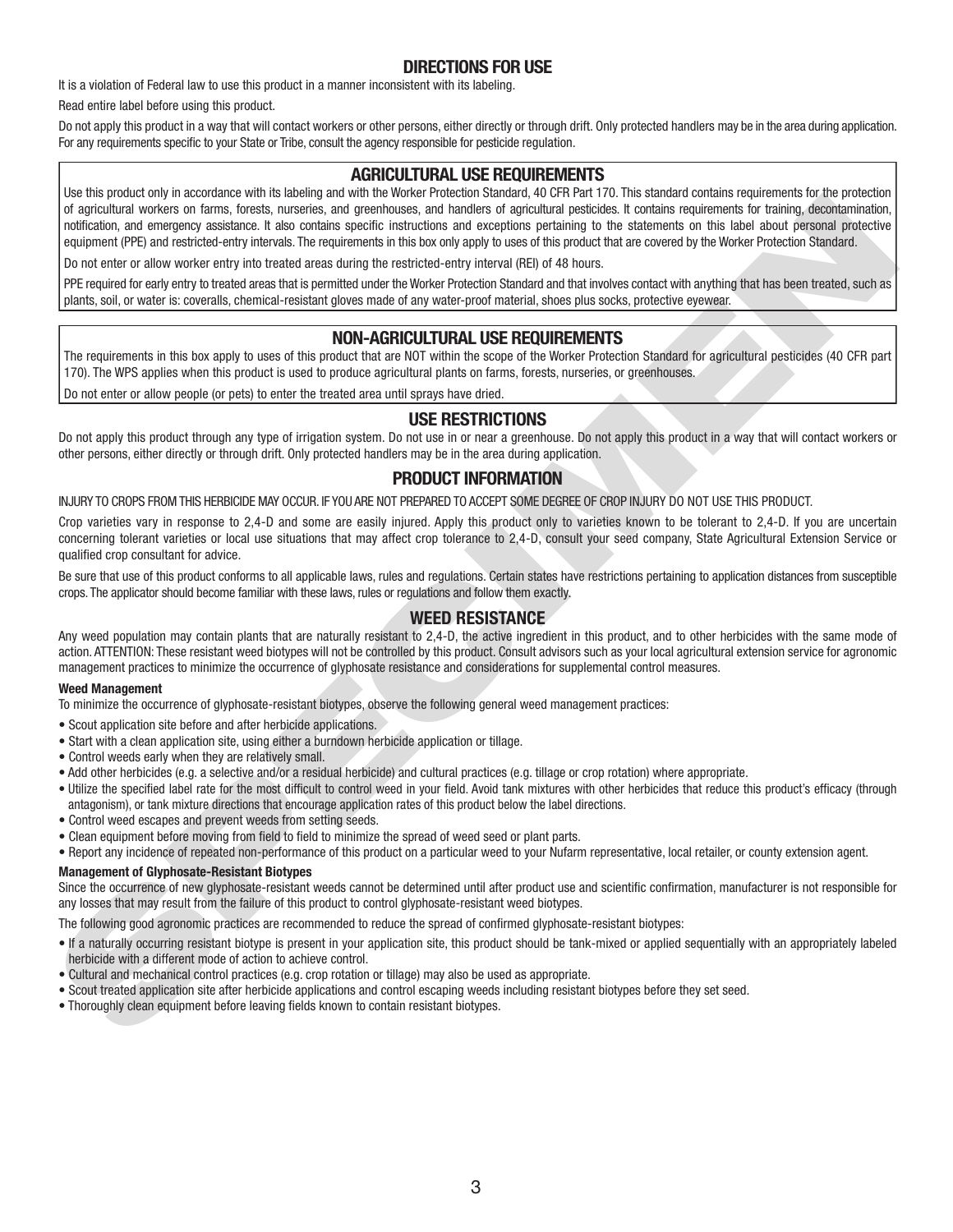## DIRECTIONS FOR USE

It is a violation of Federal law to use this product in a manner inconsistent with its labeling.

Read entire label before using this product.

Do not apply this product in a way that will contact workers or other persons, either directly or through drift. Only protected handlers may be in the area during application. For any requirements specific to your State or Tribe, consult the agency responsible for pesticide regulation.

### AGRICULTURAL USE REQUIREMENTS

Use this product only in accordance with its labeling and with the Worker Protection Standard, 40 CFR Part 170. This standard contains requirements for the protection of agricultural workers on farms, forests, nurseries, and greenhouses, and handlers of agricultural pesticides. It contains requirements for training, decontamination, notification, and emergency assistance. It also contains specific instructions and exceptions pertaining to the statements on this label about personal protective equipment (PPE) and restricted-entry intervals. The requirements in this box only apply to uses of this product that are covered by the Worker Protection Standard.

Do not enter or allow worker entry into treated areas during the restricted-entry interval (REI) of 48 hours.

PPE required for early entry to treated areas that is permitted under the Worker Protection Standard and that involves contact with anything that has been treated, such as plants, soil, or water is: coveralls, chemical-resistant gloves made of any water-proof material, shoes plus socks, protective eyewear.

### NON-AGRICULTURAL USE REQUIREMENTS

The requirements in this box apply to uses of this product that are NOT within the scope of the Worker Protection Standard for agricultural pesticides (40 CFR part 170). The WPS applies when this product is used to produce agricultural plants on farms, forests, nurseries, or greenhouses.

Do not enter or allow people (or pets) to enter the treated area until sprays have dried.

### USE RESTRICTIONS

Do not apply this product through any type of irrigation system. Do not use in or near a greenhouse. Do not apply this product in a way that will contact workers or other persons, either directly or through drift. Only protected handlers may be in the area during application.

### PRODUCT INFORMATION

INJURY TO CROPS FROM THIS HERBICIDE MAY OCCUR. IF YOU ARE NOT PREPARED TO ACCEPT SOME DEGREE OF CROP INJURY DO NOT USE THIS PRODUCT.

Crop varieties vary in response to 2,4-D and some are easily injured. Apply this product only to varieties known to be tolerant to 2,4-D. If you are uncertain concerning tolerant varieties or local use situations that may affect crop tolerance to 2,4-D, consult your seed company, State Agricultural Extension Service or qualified crop consultant for advice.

Be sure that use of this product conforms to all applicable laws, rules and regulations. Certain states have restrictions pertaining to application distances from susceptible crops. The applicator should become familiar with these laws, rules or regulations and follow them exactly.

### WEED RESISTANCE

Any weed population may contain plants that are naturally resistant to 2,4-D, the active ingredient in this product, and to other herbicides with the same mode of action. ATTENTION: These resistant weed biotypes will not be controlled by this product. Consult advisors such as your local agricultural extension service for agronomic management practices to minimize the occurrence of glyphosate resistance and considerations for supplemental control measures.

**Weed Management**

To minimize the occurrence of glyphosate-resistant biotypes, observe the following general weed management practices:

- Scout application site before and after herbicide applications.
- Start with a clean application site, using either a burndown herbicide application or tillage.
- Control weeds early when they are relatively small.
- Add other herbicides (e.g. a selective and/or a residual herbicide) and cultural practices (e.g. tillage or crop rotation) where appropriate.
- Utilize the specified label rate for the most difficult to control weed in your field. Avoid tank mixtures with other herbicides that reduce this product's efficacy (through antagonism), or tank mixture directions that encourage application rates of this product below the label directions.
- Control weed escapes and prevent weeds from setting seeds.
- Clean equipment before moving from field to field to minimize the spread of weed seed or plant parts.
- Report any incidence of repeated non-performance of this product on a particular weed to your Nufarm representative, local retailer, or county extension agent.

**Management of Glyphosate-Resistant Biotypes**

Since the occurrence of new glyphosate-resistant weeds cannot be determined until after product use and scientific confirmation, manufacturer is not responsible for any losses that may result from the failure of this product to control glyphosate-resistant weed biotypes.

The following good agronomic practices are recommended to reduce the spread of confirmed glyphosate-resistant biotypes:

- If a naturally occurring resistant biotype is present in your application site, this product should be tank-mixed or applied sequentially with an appropriately labeled herbicide with a different mode of action to achieve control.
- Cultural and mechanical control practices (e.g. crop rotation or tillage) may also be used as appropriate.
- Scout treated application site after herbicide applications and control escaping weeds including resistant biotypes before they set seed.
- Thoroughly clean equipment before leaving fields known to contain resistant biotypes.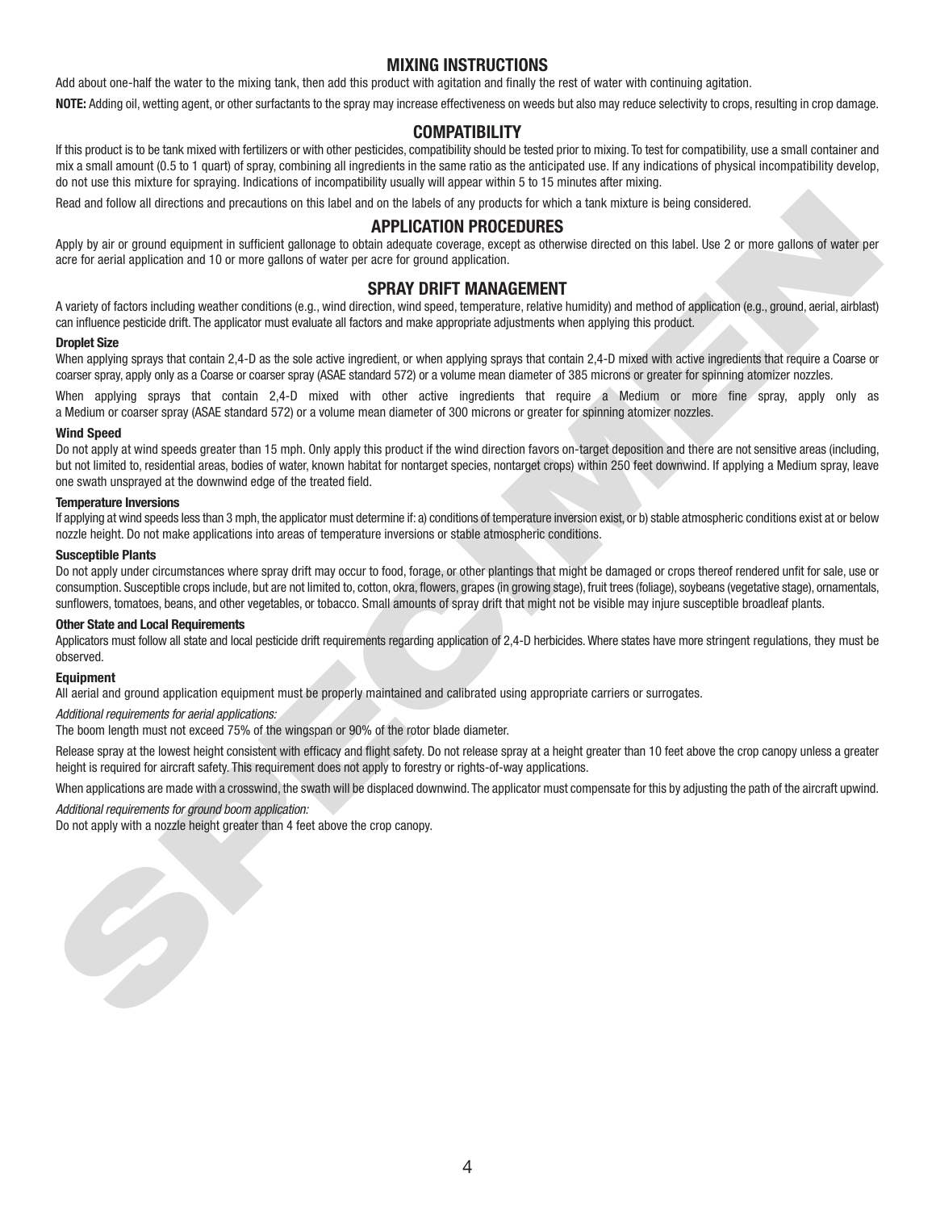## MIXING INSTRUCTIONS

Add about one-half the water to the mixing tank, then add this product with agitation and finally the rest of water with continuing agitation.

**NOTE:** Adding oil, wetting agent, or other surfactants to the spray may increase effectiveness on weeds but also may reduce selectivity to crops, resulting in crop damage.

## COMPATIBILITY

If this product is to be tank mixed with fertilizers or with other pesticides, compatibility should be tested prior to mixing. To test for compatibility, use a small container and mix a small amount (0.5 to 1 quart) of spray, combining all ingredients in the same ratio as the anticipated use. If any indications of physical incompatibility develop, do not use this mixture for spraying. Indications of incompatibility usually will appear within 5 to 15 minutes after mixing.

Read and follow all directions and precautions on this label and on the labels of any products for which a tank mixture is being considered.

## APPLICATION PROCEDURES

Apply by air or ground equipment in sufficient gallonage to obtain adequate coverage, except as otherwise directed on this label. Use 2 or more gallons of water per acre for aerial application and 10 or more gallons of water per acre for ground application.

## SPRAY DRIFT MANAGEMENT

A variety of factors including weather conditions (e.g., wind direction, wind speed, temperature, relative humidity) and method of application (e.g., ground, aerial, airblast) can influence pesticide drift. The applicator must evaluate all factors and make appropriate adjustments when applying this product.

**Droplet Size**

When applying sprays that contain 2,4-D as the sole active ingredient, or when applying sprays that contain 2,4-D mixed with active ingredients that require a Coarse or coarser spray, apply only as a Coarse or coarser spray (ASAE standard 572) or a volume mean diameter of 385 microns or greater for spinning atomizer nozzles.

When applying sprays that contain 2,4-D mixed with other active ingredients that require a Medium or more fine spray, apply only as a Medium or coarser spray (ASAE standard 572) or a volume mean diameter of 300 microns or greater for spinning atomizer nozzles.

**Wind Speed**

Do not apply at wind speeds greater than 15 mph. Only apply this product if the wind direction favors on-target deposition and there are not sensitive areas (including, but not limited to, residential areas, bodies of water, known habitat for nontarget species, nontarget crops) within 250 feet downwind. If applying a Medium spray, leave one swath unsprayed at the downwind edge of the treated field.

**Temperature Inversions**

If applying at wind speeds less than 3 mph, the applicator must determine if: a) conditions of temperature inversion exist, or b) stable atmospheric conditions exist at or below nozzle height. Do not make applications into areas of temperature inversions or stable atmospheric conditions.

**Susceptible Plants**

Do not apply under circumstances where spray drift may occur to food, forage, or other plantings that might be damaged or crops thereof rendered unfit for sale, use or consumption. Susceptible crops include, but are not limited to, cotton, okra, flowers, grapes (in growing stage), fruit trees (foliage), soybeans (vegetative stage), ornamentals, sunflowers, tomatoes, beans, and other vegetables, or tobacco. Small amounts of spray drift that might not be visible may injure susceptible broadleaf plants.

**Other State and Local Requirements**

Applicators must follow all state and local pesticide drift requirements regarding application of 2,4-D herbicides. Where states have more stringent regulations, they must be observed.

**Equipment**

All aerial and ground application equipment must be properly maintained and calibrated using appropriate carriers or surrogates.

*Additional requirements for aerial applications:*

The boom length must not exceed 75% of the wingspan or 90% of the rotor blade diameter.

Release spray at the lowest height consistent with efficacy and flight safety. Do not release spray at a height greater than 10 feet above the crop canopy unless a greater height is required for aircraft safety. This requirement does not apply to forestry or rights-of-way applications.

When applications are made with a crosswind, the swath will be displaced downwind. The applicator must compensate for this by adjusting the path of the aircraft upwind.

*Additional requirements for ground boom application:*

Do not apply with a nozzle height greater than 4 feet above the crop canopy.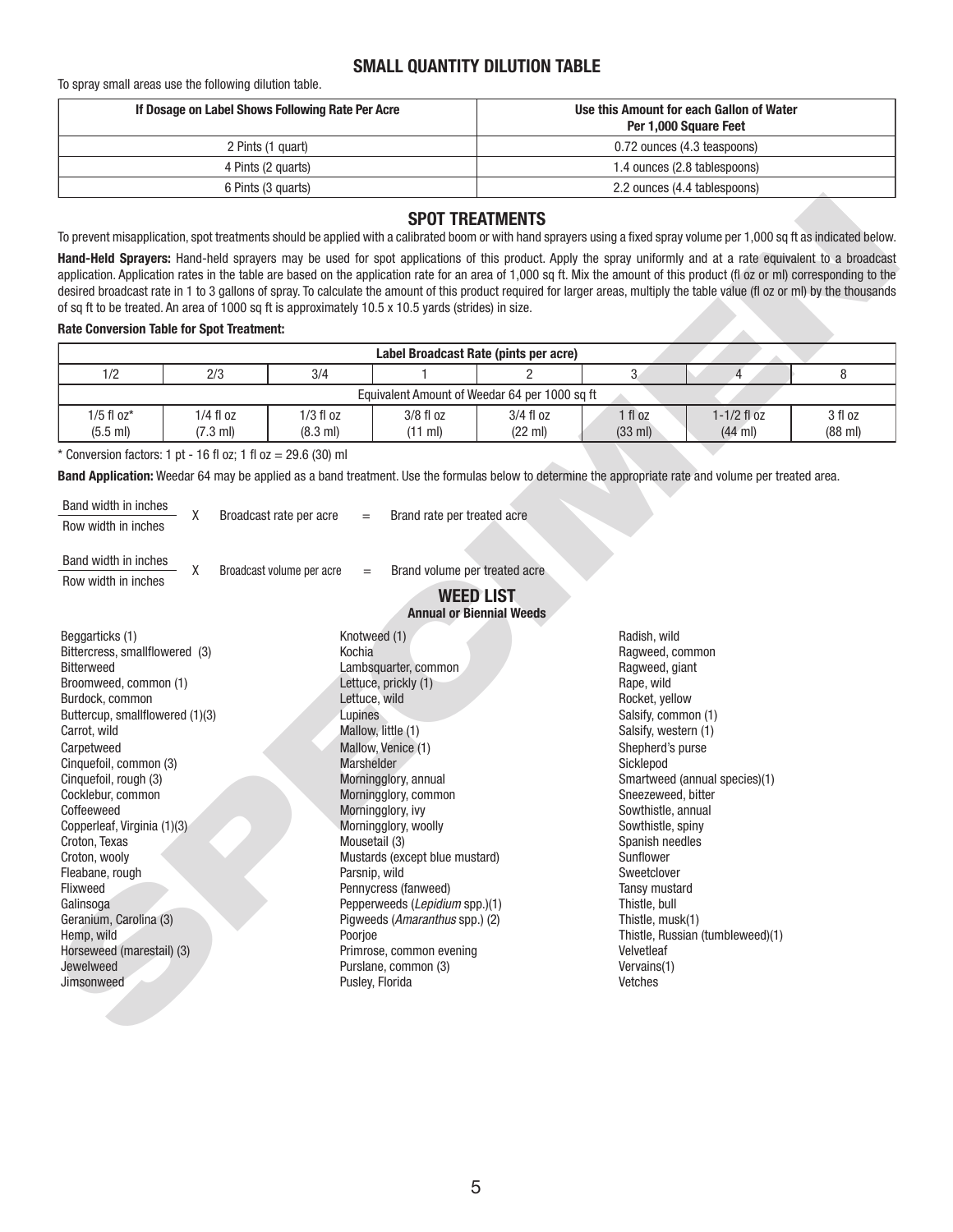## SMALL QUANTITY DILUTION TABLE

To spray small areas use the following dilution table.

| If Dosage on Label Shows Following Rate Per Acre | Use this Amount for each Gallon of Water Per 1,000 Square Feet |
|---|---|
| 2 Pints (1 quart) | 0.72 ounces (4.3 teaspoons) |
| 4 Pints (2 quarts) | 1.4 ounces (2.8 tablespoons) |
| 6 Pints (3 quarts) | 2.2 ounces (4.4 tablespoons) |

## SPOT TREATMENTS

To prevent misapplication, spot treatments should be applied with a calibrated boom or with hand sprayers using a fixed spray volume per 1,000 sq ft as indicated below.

**Hand-Held Sprayers:** Hand-held sprayers may be used for spot applications of this product. Apply the spray uniformly and at a rate equivalent to a broadcast application. Application rates in the table are based on the application rate for an area of 1,000 sq ft. Mix the amount of this product (fl oz or ml) corresponding to the desired broadcast rate in 1 to 3 gallons of spray. To calculate the amount of this product required for larger areas, multiply the table value (fl oz or ml) by the thousands of sq ft to be treated. An area of 1000 sq ft is approximately 10.5 x 10.5 yards (strides) in size.

**Rate Conversion Table for Spot Treatment:**

| Label Broadcast Rate (pints per acre) | | | | | | | |
|---|---|---|---|---|---|---|---|
| 1/2 | 2/3 | 3/4 | 1 | 2 | 3 | 4 | 8 |
| Equivalent Amount of Weedar 64 per 1000 sq ft | | | | | | | |
| 1/5 fl oz* (5.5 ml) | 1/4 fl oz (7.3 ml) | 1/3 fl oz (8.3 ml) | 3/8 fl oz (11 ml) | 3/4 fl oz (22 ml) | 1 fl oz (33 ml) | 1-1/2 fl oz (44 ml) | 3 fl oz (88 ml) |

\* Conversion factors: 1 pt - 16 fl oz; 1 fl oz = 29.6 (30) ml

**Band Application:** Weedar 64 may be applied as a band treatment. Use the formulas below to determine the appropriate rate and volume per treated area.

$$\frac{\text{Band width in inches}}{\text{Row width in inches}} \times \text{Broadcast rate per acre} = \text{Brand rate per treated acre}$$

$$\frac{\text{Band width in inches}}{\text{Row width in inches}} \times \text{Broadcast volume per acre} = \text{Brand volume per treated acre}$$

## WEED LIST

### Annual or Biennial Weeds

Beggarticks (1)
Bittercress, smallflowered (3)
Bitterweed
Broomweed, common (1)
Burdock, common
Buttercup, smallflowered (1)(3)
Carrot, wild
Carpetweed
Cinquefoil, common (3)
Cinquefoil, rough (3)
Cocklebur, common
Coffeeweed
Copperleaf, Virginia (1)(3)
Croton, Texas
Croton, wooly
Fleabane, rough
Flixweed
Galinsoga
Geranium, Carolina (3)
Hemp, wild
Horseweed (marestail) (3)
Jewelweed
Jimsonweed
Knotweed (1)
Kochia
Lambsquarter, common
Lettuce, prickly (1)
Lettuce, wild
Lupines
Mallow, little (1)
Mallow, Venice (1)
Marshelder
Morningglory, annual
Morningglory, common
Morningglory, ivy
Morningglory, woolly
Mousetail (3)
Mustards (except blue mustard)
Parsnip, wild
Pennycress (fanweed)
Pepperweeds (*Lepidium* spp.)(1)
Pigweeds (*Amaranthus* spp.) (2)
Poorjoe
Primrose, common evening
Purslane, common (3)
Pusley, Florida
Radish, wild
Ragweed, common
Ragweed, giant
Rape, wild
Rocket, yellow
Salsify, common (1)
Salsify, western (1)
Shepherd's purse
Sicklepod
Smartweed (annual species)(1)
Sneezeweed, bitter
Sowthistle, annual
Sowthistle, spiny
Spanish needles
Sunflower
Sweetclover
Tansy mustard
Thistle, bull
Thistle, musk(1)
Thistle, Russian (tumbleweed)(1)
Velvetleaf
Vervains(1)
Vetches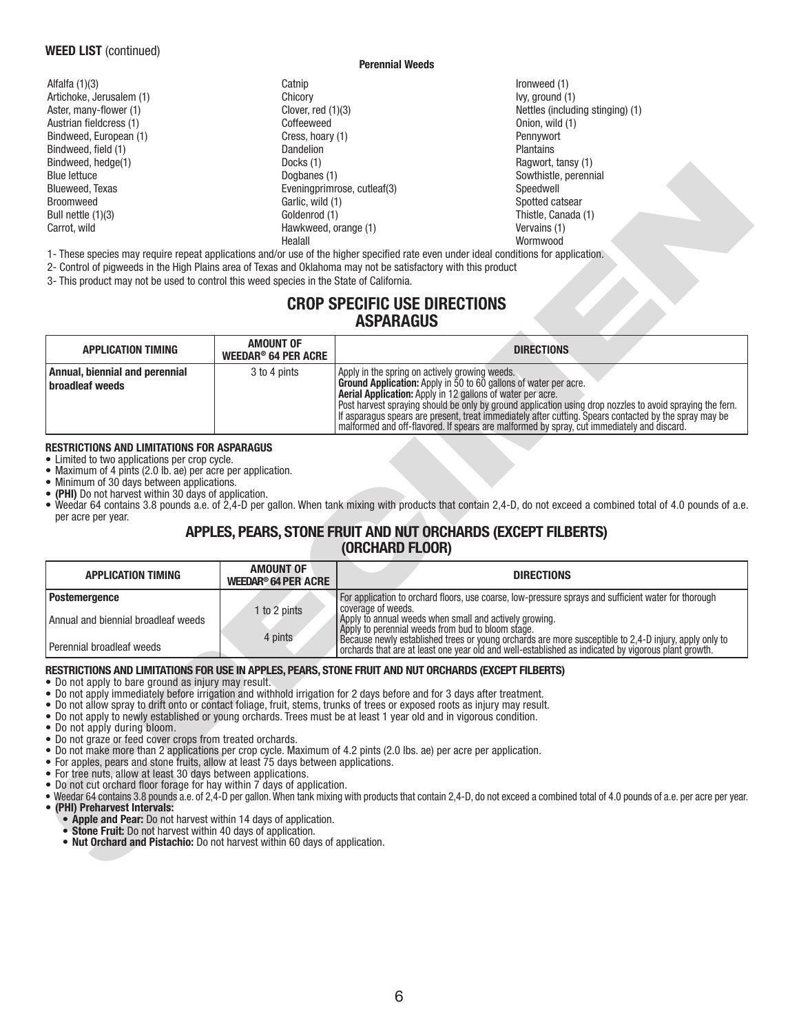**WEED LIST** (continued)

**Perennial Weeds**

Alfalfa (1)(3)
Artichoke, Jerusalem (1)
Aster, many-flower (1)
Austrian fieldcress (1)
Bindweed, European (1)
Bindweed, field (1)
Bindweed, hedge(1)
Blue lettuce
Blueweed, Texas
Broomweed
Bull nettle (1)(3)
Carrot, wild
Catnip
Chicory
Clover, red (1)(3)
Coffeeweed
Cress, hoary (1)
Dandelion
Docks (1)
Dogbanes (1)
Eveningprimrose, cutleaf(3)
Garlic, wild (1)
Goldenrod (1)
Hawkweed, orange (1)
Healall
Ironweed (1)
Ivy, ground (1)
Nettles (including stinging) (1)
Onion, wild (1)
Pennywort
Plantains
Ragwort, tansy (1)
Sowthistle, perennial
Speedwell
Spotted catsear
Thistle, Canada (1)
Vervains (1)
Wormwood

1- These species may require repeat applications and/or use of the higher specified rate even under ideal conditions for application.
2- Control of pigweeds in the High Plains area of Texas and Oklahoma may not be satisfactory with this product
3- This product may not be used to control this weed species in the State of California.

## CROP SPECIFIC USE DIRECTIONS

## ASPARAGUS

| APPLICATION TIMING | AMOUNT OF WEEDAR® 64 PER ACRE | DIRECTIONS |
|---|---|---|
| **Annual, biennial and perennial broadleaf weeds** | 3 to 4 pints | Apply in the spring on actively growing weeds.<br>**Ground Application:** Apply in 50 to 60 gallons of water per acre.<br>**Aerial Application:** Apply in 12 gallons of water per acre.<br>Post harvest spraying should be only by ground application using drop nozzles to avoid spraying the fern.<br>If asparagus spears are present, treat immediately after cutting. Spears contacted by the spray may be malformed and off-flavored. If spears are malformed by spray, cut immediately and discard. |

**RESTRICTIONS AND LIMITATIONS FOR ASPARAGUS**

- Limited to two applications per crop cycle.
- Maximum of 4 pints (2.0 lb. ae) per acre per application.
- Minimum of 30 days between applications.
- **(PHI)** Do not harvest within 30 days of application.
- Weedar 64 contains 3.8 pounds a.e. of 2,4-D per gallon. When tank mixing with products that contain 2,4-D, do not exceed a combined total of 4.0 pounds of a.e. per acre per year.

## APPLES, PEARS, STONE FRUIT AND NUT ORCHARDS (EXCEPT FILBERTS) (ORCHARD FLOOR)

| APPLICATION TIMING | AMOUNT OF WEEDAR® 64 PER ACRE | DIRECTIONS |
|---|---|---|
| **Postemergence** | | For application to orchard floors, use coarse, low-pressure sprays and sufficient water for thorough coverage of weeds. |
| Annual and biennial broadleaf weeds | 1 to 2 pints | Apply to annual weeds when small and actively growing. |
| Perennial broadleaf weeds | 4 pints | Apply to perennial weeds from bud to bloom stage.<br>Because newly established trees or young orchards are more susceptible to 2,4-D injury, apply only to orchards that are at least one year old and well-established as indicated by vigorous plant growth. |

**RESTRICTIONS AND LIMITATIONS FOR USE IN APPLES, PEARS, STONE FRUIT AND NUT ORCHARDS (EXCEPT FILBERTS)**

- Do not apply to bare ground as injury may result.
- Do not apply immediately before irrigation and withhold irrigation for 2 days before and for 3 days after treatment.
- Do not allow spray to drift onto or contact foliage, fruit, stems, trunks of trees or exposed roots as injury may result.
- Do not apply to newly established or young orchards. Trees must be at least 1 year old and in vigorous condition.
- Do not apply during bloom.
- Do not graze or feed cover crops from treated orchards.
- Do not make more than 2 applications per crop cycle. Maximum of 4.2 pints (2.0 lbs. ae) per acre per application.
- For apples, pears and stone fruits, allow at least 75 days between applications.
- For tree nuts, allow at least 30 days between applications.
- Do not cut orchard floor forage for hay within 7 days of application.
- Weedar 64 contains 3.8 pounds a.e. of 2,4-D per gallon. When tank mixing with products that contain 2,4-D, do not exceed a combined total of 4.0 pounds of a.e. per acre per year.
- **(PHI) Preharvest Intervals:**
  - **Apple and Pear:** Do not harvest within 14 days of application.
  - **Stone Fruit:** Do not harvest within 40 days of application.
  - **Nut Orchard and Pistachio:** Do not harvest within 60 days of application.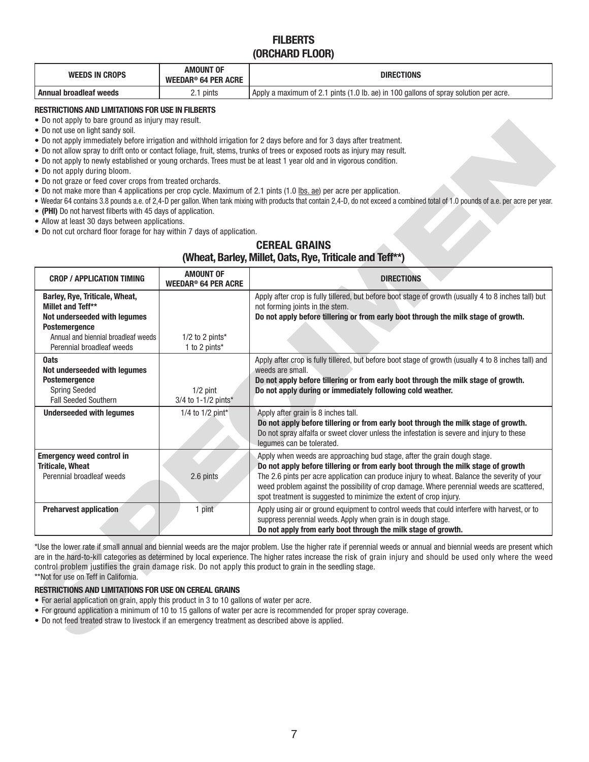## FILBERTS
## (ORCHARD FLOOR)

| WEEDS IN CROPS | AMOUNT OF WEEDAR® 64 PER ACRE | DIRECTIONS |
|---|---|---|
| Annual broadleaf weeds | 2.1 pints | Apply a maximum of 2.1 pints (1.0 lb. ae) in 100 gallons of spray solution per acre. |

**RESTRICTIONS AND LIMITATIONS FOR USE IN FILBERTS**

- Do not apply to bare ground as injury may result.
- Do not use on light sandy soil.
- Do not apply immediately before irrigation and withhold irrigation for 2 days before and for 3 days after treatment.
- Do not allow spray to drift onto or contact foliage, fruit, stems, trunks of trees or exposed roots as injury may result.
- Do not apply to newly established or young orchards. Trees must be at least 1 year old and in vigorous condition.
- Do not apply during bloom.
- Do not graze or feed cover crops from treated orchards.
- Do not make more than 4 applications per crop cycle. Maximum of 2.1 pints (1.0 lbs. ae) per acre per application.
- Weedar 64 contains 3.8 pounds a.e. of 2,4-D per gallon. When tank mixing with products that contain 2,4-D, do not exceed a combined total of 1.0 pounds of a.e. per acre per year.
- **(PHI)** Do not harvest filberts with 45 days of application.
- Allow at least 30 days between applications.
- Do not cut orchard floor forage for hay within 7 days of application.

## CEREAL GRAINS
## (Wheat, Barley, Millet, Oats, Rye, Triticale and Teff**)

| CROP / APPLICATION TIMING | AMOUNT OF WEEDAR® 64 PER ACRE | DIRECTIONS |
|---|---|---|
| **Barley, Rye, Triticale, Wheat, Millet and Teff****<br>**Not underseeded with legumes**<br>**Postemergence**<br>Annual and biennial broadleaf weeds<br>Perennial broadleaf weeds | <br><br><br>1/2 to 2 pints*<br>1 to 2 pints* | Apply after crop is fully tillered, but before boot stage of growth (usually 4 to 8 inches tall) but not forming joints in the stem.<br>**Do not apply before tillering or from early boot through the milk stage of growth.** |
| **Oats**<br>**Not underseeded with legumes**<br>**Postemergence**<br>Spring Seeded<br>Fall Seeded Southern | <br><br><br>1/2 pint<br>3/4 to 1-1/2 pints* | Apply after crop is fully tillered, but before boot stage of growth (usually 4 to 8 inches tall) and weeds are small.<br>**Do not apply before tillering or from early boot through the milk stage of growth.**<br>**Do not apply during or immediately following cold weather.** |
| **Underseeded with legumes** | 1/4 to 1/2 pint* | Apply after grain is 8 inches tall.<br>**Do not apply before tillering or from early boot through the milk stage of growth.**<br>Do not spray alfalfa or sweet clover unless the infestation is severe and injury to these legumes can be tolerated. |
| **Emergency weed control in Triticale, Wheat**<br>Perennial broadleaf weeds | 2.6 pints | Apply when weeds are approaching bud stage, after the grain dough stage.<br>**Do not apply before tillering or from early boot through the milk stage of growth**<br>The 2.6 pints per acre application can produce injury to wheat. Balance the severity of your weed problem against the possibility of crop damage. Where perennial weeds are scattered, spot treatment is suggested to minimize the extent of crop injury. |
| **Preharvest application** | 1 pint | Apply using air or ground equipment to control weeds that could interfere with harvest, or to suppress perennial weeds. Apply when grain is in dough stage.<br>**Do not apply from early boot through the milk stage of growth.** |

*Use the lower rate if small annual and biennial weeds are the major problem. Use the higher rate if perennial weeds or annual and biennial weeds are present which are in the hard-to-kill categories as determined by local experience. The higher rates increase the risk of grain injury and should be used only where the weed control problem justifies the grain damage risk. Do not apply this product to grain in the seedling stage.
**Not for use on Teff in California.

**RESTRICTIONS AND LIMITATIONS FOR USE ON CEREAL GRAINS**

- For aerial application on grain, apply this product in 3 to 10 gallons of water per acre.
- For ground application a minimum of 10 to 15 gallons of water per acre is recommended for proper spray coverage.
- Do not feed treated straw to livestock if an emergency treatment as described above is applied.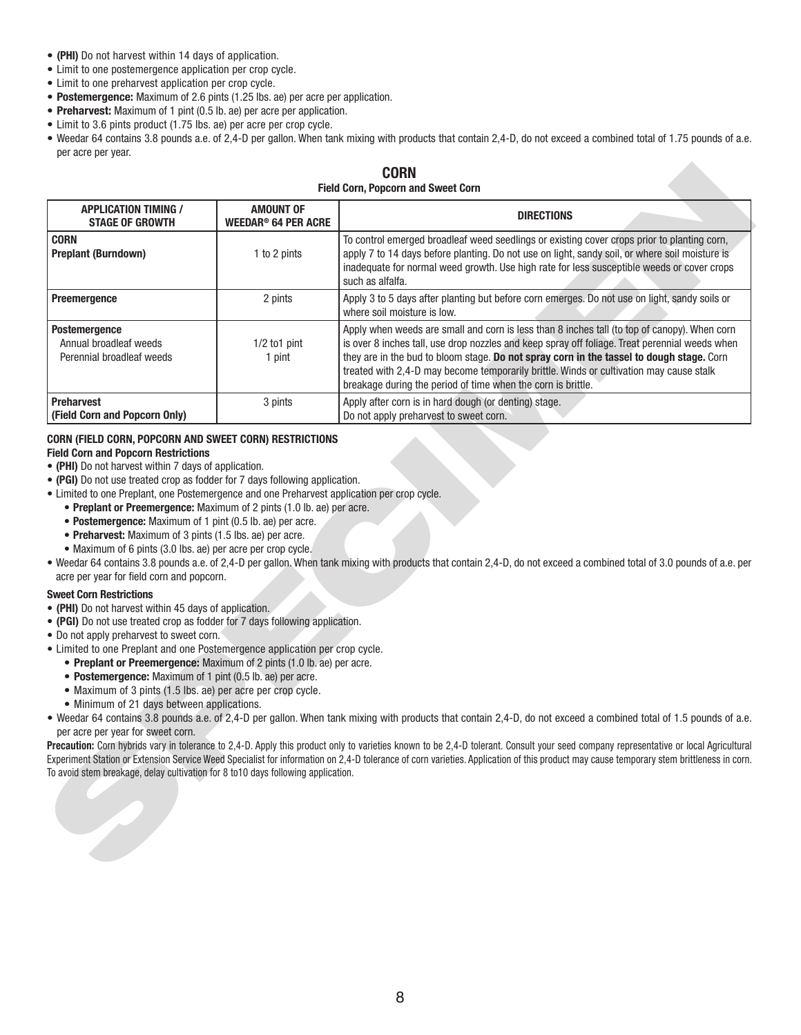- **(PHI)** Do not harvest within 14 days of application.
- Limit to one postemergence application per crop cycle.
- Limit to one preharvest application per crop cycle.
- **Postemergence:** Maximum of 2.6 pints (1.25 lbs. ae) per acre per application.
- **Preharvest:** Maximum of 1 pint (0.5 lb. ae) per acre per application.
- Limit to 3.6 pints product (1.75 lbs. ae) per acre per crop cycle.
- Weedar 64 contains 3.8 pounds a.e. of 2,4-D per gallon. When tank mixing with products that contain 2,4-D, do not exceed a combined total of 1.75 pounds of a.e. per acre per year.

## CORN

**Field Corn, Popcorn and Sweet Corn**

| APPLICATION TIMING / STAGE OF GROWTH | AMOUNT OF WEEDAR® 64 PER ACRE | DIRECTIONS |
|---|---|---|
| **CORN**<br>**Preplant (Burndown)** | 1 to 2 pints | To control emerged broadleaf weed seedlings or existing cover crops prior to planting corn, apply 7 to 14 days before planting. Do not use on light, sandy soil, or where soil moisture is inadequate for normal weed growth. Use high rate for less susceptible weeds or cover crops such as alfalfa. |
| **Preemergence** | 2 pints | Apply 3 to 5 days after planting but before corn emerges. Do not use on light, sandy soils or where soil moisture is low. |
| **Postemergence**<br>Annual broadleaf weeds<br>Perennial broadleaf weeds | 1/2 to1 pint<br>1 pint | Apply when weeds are small and corn is less than 8 inches tall (to top of canopy). When corn is over 8 inches tall, use drop nozzles and keep spray off foliage. Treat perennial weeds when they are in the bud to bloom stage. **Do not spray corn in the tassel to dough stage.** Corn treated with 2,4-D may become temporarily brittle. Winds or cultivation may cause stalk breakage during the period of time when the corn is brittle. |
| **Preharvest**<br>**(Field Corn and Popcorn Only)** | 3 pints | Apply after corn is in hard dough (or denting) stage.<br>Do not apply preharvest to sweet corn. |

### CORN (FIELD CORN, POPCORN AND SWEET CORN) RESTRICTIONS

**Field Corn and Popcorn Restrictions**

- **(PHI)** Do not harvest within 7 days of application.
- **(PGI)** Do not use treated crop as fodder for 7 days following application.
- Limited to one Preplant, one Postemergence and one Preharvest application per crop cycle.
  - **Preplant or Preemergence:** Maximum of 2 pints (1.0 lb. ae) per acre.
  - **Postemergence:** Maximum of 1 pint (0.5 lb. ae) per acre.
  - **Preharvest:** Maximum of 3 pints (1.5 lbs. ae) per acre.
  - Maximum of 6 pints (3.0 lbs. ae) per acre per crop cycle.
- Weedar 64 contains 3.8 pounds a.e. of 2,4-D per gallon. When tank mixing with products that contain 2,4-D, do not exceed a combined total of 3.0 pounds of a.e. per acre per year for field corn and popcorn.

**Sweet Corn Restrictions**

- **(PHI)** Do not harvest within 45 days of application.
- **(PGI)** Do not use treated crop as fodder for 7 days following application.
- Do not apply preharvest to sweet corn.
- Limited to one Preplant and one Postemergence application per crop cycle.
  - **Preplant or Preemergence:** Maximum of 2 pints (1.0 lb. ae) per acre.
  - **Postemergence:** Maximum of 1 pint (0.5 lb. ae) per acre.
  - Maximum of 3 pints (1.5 lbs. ae) per acre per crop cycle.
  - Minimum of 21 days between applications.
- Weedar 64 contains 3.8 pounds a.e. of 2,4-D per gallon. When tank mixing with products that contain 2,4-D, do not exceed a combined total of 1.5 pounds of a.e. per acre per year for sweet corn.

**Precaution:** Corn hybrids vary in tolerance to 2,4-D. Apply this product only to varieties known to be 2,4-D tolerant. Consult your seed company representative or local Agricultural Experiment Station or Extension Service Weed Specialist for information on 2,4-D tolerance of corn varieties. Application of this product may cause temporary stem brittleness in corn. To avoid stem breakage, delay cultivation for 8 to10 days following application.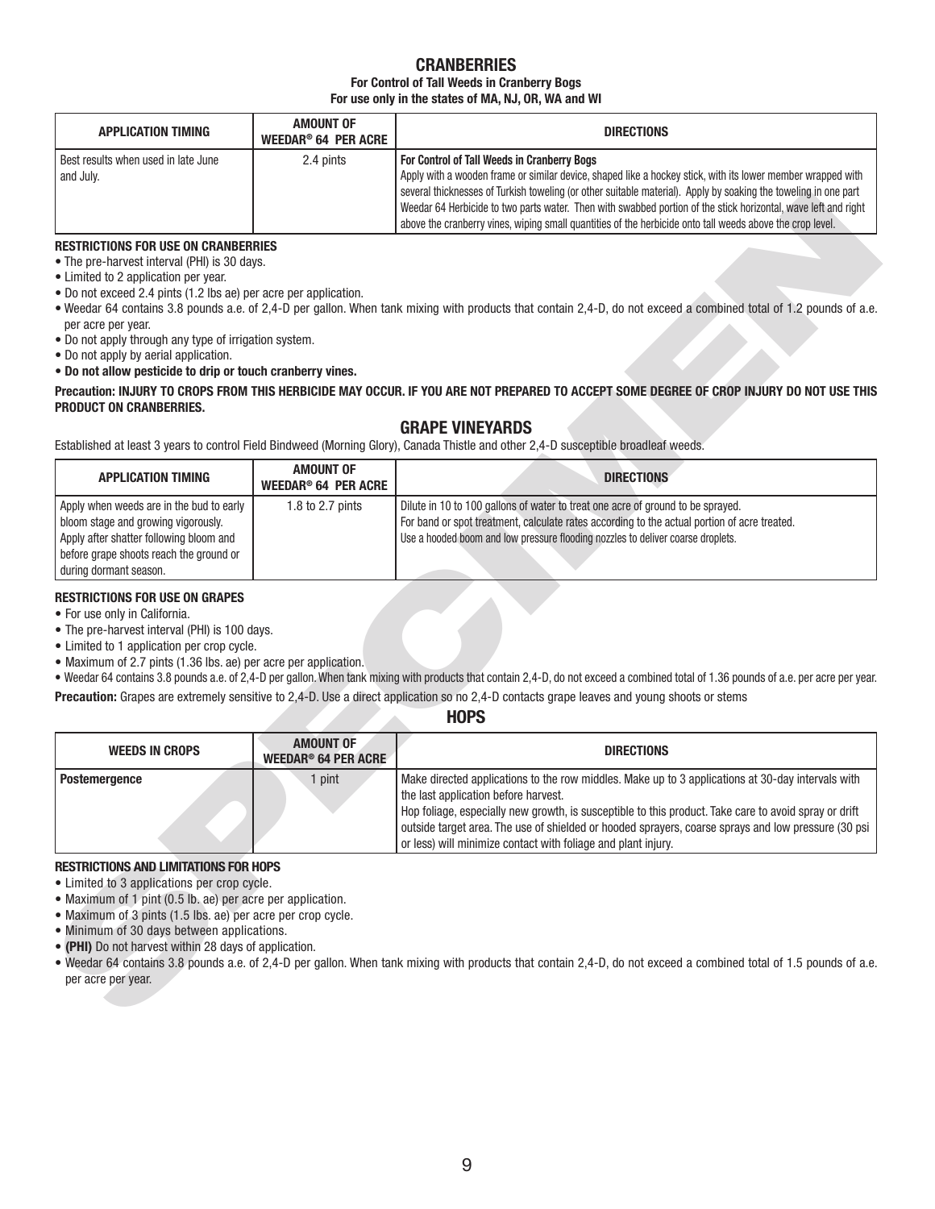## CRANBERRIES

**For Control of Tall Weeds in Cranberry Bogs**
**For use only in the states of MA, NJ, OR, WA and WI**

| APPLICATION TIMING | AMOUNT OF WEEDAR® 64 PER ACRE | DIRECTIONS |
|---|---|---|
| Best results when used in late June and July. | 2.4 pints | **For Control of Tall Weeds in Cranberry Bogs** Apply with a wooden frame or similar device, shaped like a hockey stick, with its lower member wrapped with several thicknesses of Turkish toweling (or other suitable material). Apply by soaking the toweling in one part Weedar 64 Herbicide to two parts water. Then with swabbed portion of the stick horizontal, wave left and right above the cranberry vines, wiping small quantities of the herbicide onto tall weeds above the crop level. |

**RESTRICTIONS FOR USE ON CRANBERRIES**

- The pre-harvest interval (PHI) is 30 days.
- Limited to 2 application per year.
- Do not exceed 2.4 pints (1.2 lbs ae) per acre per application.
- Weedar 64 contains 3.8 pounds a.e. of 2,4-D per gallon. When tank mixing with products that contain 2,4-D, do not exceed a combined total of 1.2 pounds of a.e. per acre per year.
- Do not apply through any type of irrigation system.
- Do not apply by aerial application.
- **Do not allow pesticide to drip or touch cranberry vines.**

**Precaution: INJURY TO CROPS FROM THIS HERBICIDE MAY OCCUR. IF YOU ARE NOT PREPARED TO ACCEPT SOME DEGREE OF CROP INJURY DO NOT USE THIS PRODUCT ON CRANBERRIES.**

## GRAPE VINEYARDS

Established at least 3 years to control Field Bindweed (Morning Glory), Canada Thistle and other 2,4-D susceptible broadleaf weeds.

| APPLICATION TIMING | AMOUNT OF WEEDAR® 64 PER ACRE | DIRECTIONS |
|---|---|---|
| Apply when weeds are in the bud to early bloom stage and growing vigorously. Apply after shatter following bloom and before grape shoots reach the ground or during dormant season. | 1.8 to 2.7 pints | Dilute in 10 to 100 gallons of water to treat one acre of ground to be sprayed. For band or spot treatment, calculate rates according to the actual portion of acre treated. Use a hooded boom and low pressure flooding nozzles to deliver coarse droplets. |

**RESTRICTIONS FOR USE ON GRAPES**

- For use only in California.
- The pre-harvest interval (PHI) is 100 days.
- Limited to 1 application per crop cycle.
- Maximum of 2.7 pints (1.36 lbs. ae) per acre per application.
- Weedar 64 contains 3.8 pounds a.e. of 2,4-D per gallon. When tank mixing with products that contain 2,4-D, do not exceed a combined total of 1.36 pounds of a.e. per acre per year.

**Precaution:** Grapes are extremely sensitive to 2,4-D. Use a direct application so no 2,4-D contacts grape leaves and young shoots or stems

## HOPS

| WEEDS IN CROPS | AMOUNT OF WEEDAR® 64 PER ACRE | DIRECTIONS |
|---|---|---|
| **Postemergence** | 1 pint | Make directed applications to the row middles. Make up to 3 applications at 30-day intervals with the last application before harvest. Hop foliage, especially new growth, is susceptible to this product. Take care to avoid spray or drift outside target area. The use of shielded or hooded sprayers, coarse sprays and low pressure (30 psi or less) will minimize contact with foliage and plant injury. |

**RESTRICTIONS AND LIMITATIONS FOR HOPS**

- Limited to 3 applications per crop cycle.
- Maximum of 1 pint (0.5 lb. ae) per acre per application.
- Maximum of 3 pints (1.5 lbs. ae) per acre per crop cycle.
- Minimum of 30 days between applications.
- **(PHI)** Do not harvest within 28 days of application.
- Weedar 64 contains 3.8 pounds a.e. of 2,4-D per gallon. When tank mixing with products that contain 2,4-D, do not exceed a combined total of 1.5 pounds of a.e. per acre per year.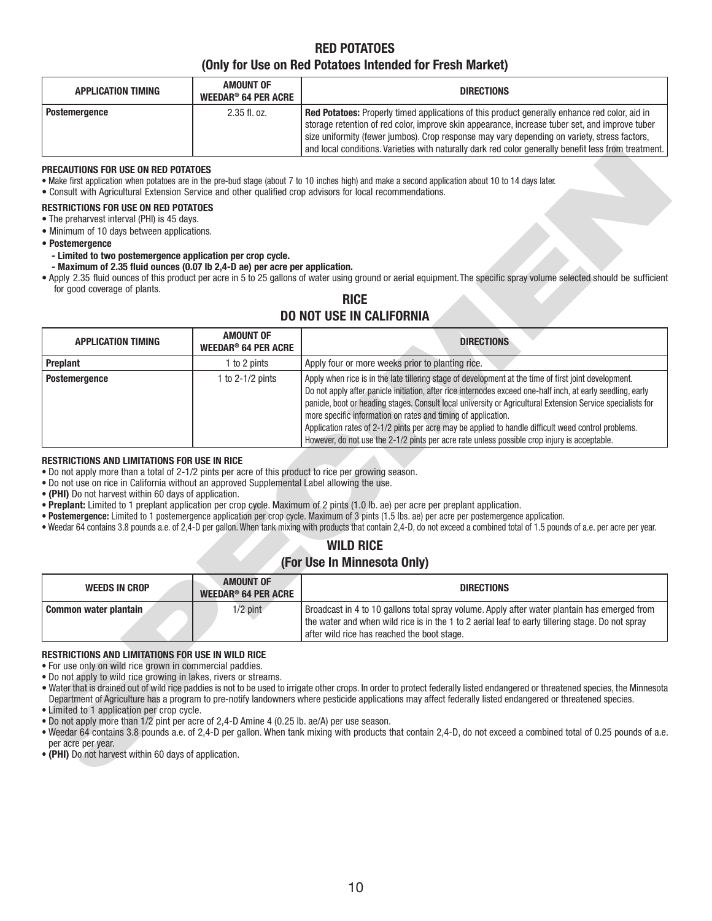## RED POTATOES
### (Only for Use on Red Potatoes Intended for Fresh Market)

| APPLICATION TIMING | AMOUNT OF WEEDAR® 64 PER ACRE | DIRECTIONS |
|---|---|---|
| **Postemergence** | 2.35 fl. oz. | **Red Potatoes:** Properly timed applications of this product generally enhance red color, aid in storage retention of red color, improve skin appearance, increase tuber set, and improve tuber size uniformity (fewer jumbos). Crop response may vary depending on variety, stress factors, and local conditions. Varieties with naturally dark red color generally benefit less from treatment. |

**PRECAUTIONS FOR USE ON RED POTATOES**
- Make first application when potatoes are in the pre-bud stage (about 7 to 10 inches high) and make a second application about 10 to 14 days later.
- Consult with Agricultural Extension Service and other qualified crop advisors for local recommendations.

**RESTRICTIONS FOR USE ON RED POTATOES**
- The preharvest interval (PHI) is 45 days.
- Minimum of 10 days between applications.
- **Postemergence**
  - **Limited to two postemergence application per crop cycle.**
  - **Maximum of 2.35 fluid ounces (0.07 lb 2,4-D ae) per acre per application.**
- Apply 2.35 fluid ounces of this product per acre in 5 to 25 gallons of water using ground or aerial equipment. The specific spray volume selected should be sufficient for good coverage of plants.

## RICE
### DO NOT USE IN CALIFORNIA

| APPLICATION TIMING | AMOUNT OF WEEDAR® 64 PER ACRE | DIRECTIONS |
|---|---|---|
| **Preplant** | 1 to 2 pints | Apply four or more weeks prior to planting rice. |
| **Postemergence** | 1 to 2-1/2 pints | Apply when rice is in the late tillering stage of development at the time of first joint development. Do not apply after panicle initiation, after rice internodes exceed one-half inch, at early seedling, early panicle, boot or heading stages. Consult local university or Agricultural Extension Service specialists for more specific information on rates and timing of application. Application rates of 2-1/2 pints per acre may be applied to handle difficult weed control problems. However, do not use the 2-1/2 pints per acre rate unless possible crop injury is acceptable. |

**RESTRICTIONS AND LIMITATIONS FOR USE IN RICE**
- Do not apply more than a total of 2-1/2 pints per acre of this product to rice per growing season.
- Do not use on rice in California without an approved Supplemental Label allowing the use.
- **(PHI)** Do not harvest within 60 days of application.
- **Preplant:** Limited to 1 preplant application per crop cycle. Maximum of 2 pints (1.0 lb. ae) per acre per preplant application.
- **Postemergence:** Limited to 1 postemergence application per crop cycle. Maximum of 3 pints (1.5 lbs. ae) per acre per postemergence application.
- Weedar 64 contains 3.8 pounds a.e. of 2,4-D per gallon. When tank mixing with products that contain 2,4-D, do not exceed a combined total of 1.5 pounds of a.e. per acre per year.

## WILD RICE
### (For Use In Minnesota Only)

| WEEDS IN CROP | AMOUNT OF WEEDAR® 64 PER ACRE | DIRECTIONS |
|---|---|---|
| **Common water plantain** | 1/2 pint | Broadcast in 4 to 10 gallons total spray volume. Apply after water plantain has emerged from the water and when wild rice is in the 1 to 2 aerial leaf to early tillering stage. Do not spray after wild rice has reached the boot stage. |

**RESTRICTIONS AND LIMITATIONS FOR USE IN WILD RICE**
- For use only on wild rice grown in commercial paddies.
- Do not apply to wild rice growing in lakes, rivers or streams.
- Water that is drained out of wild rice paddies is not to be used to irrigate other crops. In order to protect federally listed endangered or threatened species, the Minnesota Department of Agriculture has a program to pre-notify landowners where pesticide applications may affect federally listed endangered or threatened species.
- Limited to 1 application per crop cycle.
- Do not apply more than 1/2 pint per acre of 2,4-D Amine 4 (0.25 lb. ae/A) per use season.
- Weedar 64 contains 3.8 pounds a.e. of 2,4-D per gallon. When tank mixing with products that contain 2,4-D, do not exceed a combined total of 0.25 pounds of a.e. per acre per year.
- **(PHI)** Do not harvest within 60 days of application.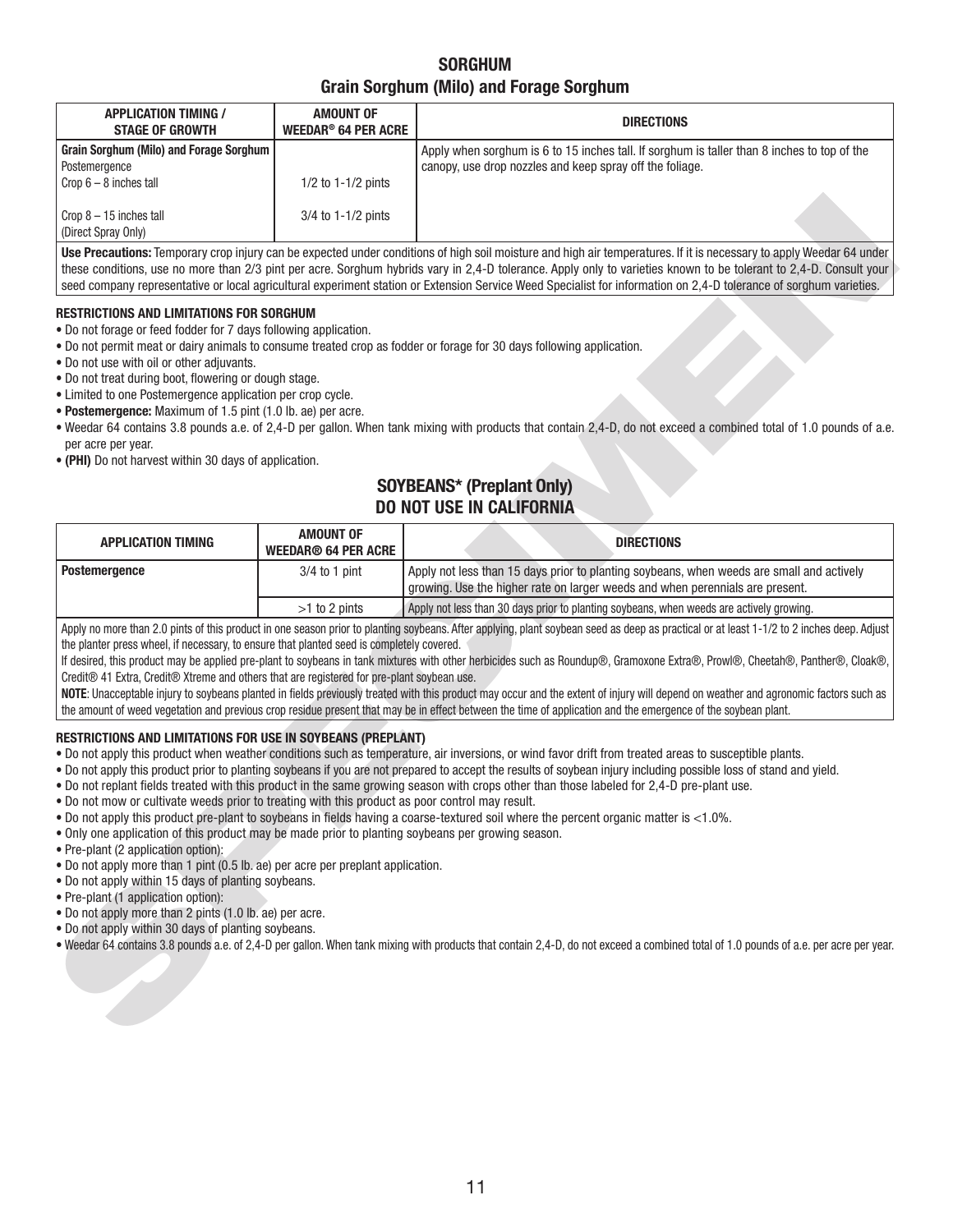## SORGHUM

### Grain Sorghum (Milo) and Forage Sorghum

| APPLICATION TIMING / STAGE OF GROWTH | AMOUNT OF WEEDAR® 64 PER ACRE | DIRECTIONS |
|---|---|---|
| **Grain Sorghum (Milo) and Forage Sorghum** Postemergence Crop 6 – 8 inches tall | 1/2 to 1-1/2 pints | Apply when sorghum is 6 to 15 inches tall. If sorghum is taller than 8 inches to top of the canopy, use drop nozzles and keep spray off the foliage. |
| Crop 8 – 15 inches tall (Direct Spray Only) | 3/4 to 1-1/2 pints | |
| **Use Precautions:** Temporary crop injury can be expected under conditions of high soil moisture and high air temperatures. If it is necessary to apply Weedar 64 under these conditions, use no more than 2/3 pint per acre. Sorghum hybrids vary in 2,4-D tolerance. Apply only to varieties known to be tolerant to 2,4-D. Consult your seed company representative or local agricultural experiment station or Extension Service Weed Specialist for information on 2,4-D tolerance of sorghum varieties. | | |

**RESTRICTIONS AND LIMITATIONS FOR SORGHUM**

- Do not forage or feed fodder for 7 days following application.
- Do not permit meat or dairy animals to consume treated crop as fodder or forage for 30 days following application.
- Do not use with oil or other adjuvants.
- Do not treat during boot, flowering or dough stage.
- Limited to one Postemergence application per crop cycle.
- **Postemergence:** Maximum of 1.5 pint (1.0 lb. ae) per acre.
- Weedar 64 contains 3.8 pounds a.e. of 2,4-D per gallon. When tank mixing with products that contain 2,4-D, do not exceed a combined total of 1.0 pounds of a.e. per acre per year.
- **(PHI)** Do not harvest within 30 days of application.

## SOYBEANS* (Preplant Only)
## DO NOT USE IN CALIFORNIA

| APPLICATION TIMING | AMOUNT OF WEEDAR® 64 PER ACRE | DIRECTIONS |
|---|---|---|
| **Postemergence** | 3/4 to 1 pint | Apply not less than 15 days prior to planting soybeans, when weeds are small and actively growing. Use the higher rate on larger weeds and when perennials are present. |
| | >1 to 2 pints | Apply not less than 30 days prior to planting soybeans, when weeds are actively growing. |

Apply no more than 2.0 pints of this product in one season prior to planting soybeans. After applying, plant soybean seed as deep as practical or at least 1-1/2 to 2 inches deep. Adjust the planter press wheel, if necessary, to ensure that planted seed is completely covered.

If desired, this product may be applied pre-plant to soybeans in tank mixtures with other herbicides such as Roundup®, Gramoxone Extra®, Prowl®, Cheetah®, Panther®, Cloak®, Credit® 41 Extra, Credit® Xtreme and others that are registered for pre-plant soybean use.

**NOTE**: Unacceptable injury to soybeans planted in fields previously treated with this product may occur and the extent of injury will depend on weather and agronomic factors such as the amount of weed vegetation and previous crop residue present that may be in effect between the time of application and the emergence of the soybean plant.

**RESTRICTIONS AND LIMITATIONS FOR USE IN SOYBEANS (PREPLANT)**

- Do not apply this product when weather conditions such as temperature, air inversions, or wind favor drift from treated areas to susceptible plants.
- Do not apply this product prior to planting soybeans if you are not prepared to accept the results of soybean injury including possible loss of stand and yield.
- Do not replant fields treated with this product in the same growing season with crops other than those labeled for 2,4-D pre-plant use.
- Do not mow or cultivate weeds prior to treating with this product as poor control may result.
- Do not apply this product pre-plant to soybeans in fields having a coarse-textured soil where the percent organic matter is <1.0%.
- Only one application of this product may be made prior to planting soybeans per growing season.
- Pre-plant (2 application option):
- Do not apply more than 1 pint (0.5 lb. ae) per acre per preplant application.
- Do not apply within 15 days of planting soybeans.
- Pre-plant (1 application option):
- Do not apply more than 2 pints (1.0 lb. ae) per acre.
- Do not apply within 30 days of planting soybeans.
- Weedar 64 contains 3.8 pounds a.e. of 2,4-D per gallon. When tank mixing with products that contain 2,4-D, do not exceed a combined total of 1.0 pounds of a.e. per acre per year.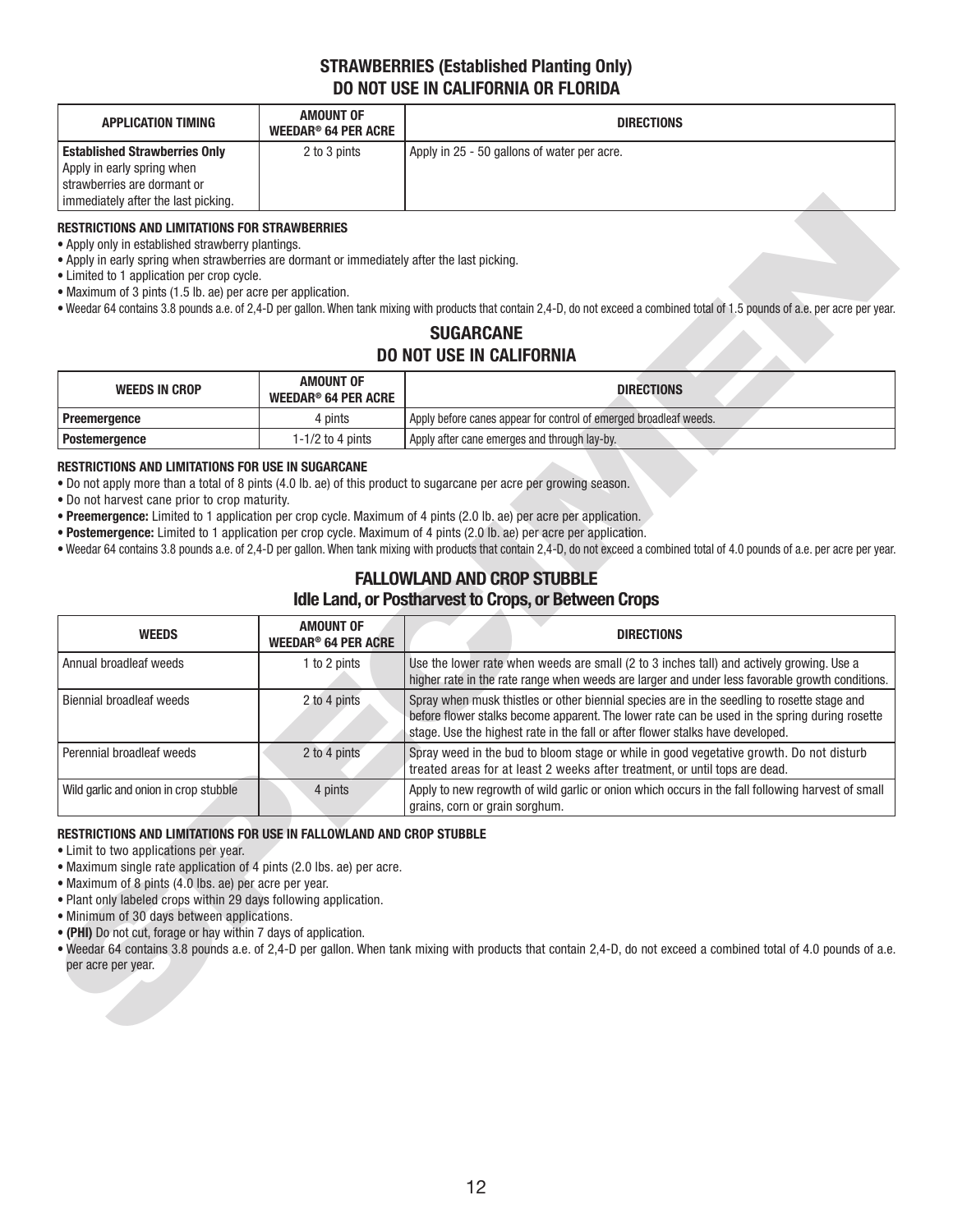## STRAWBERRIES (Established Planting Only)
## DO NOT USE IN CALIFORNIA OR FLORIDA

| APPLICATION TIMING | AMOUNT OF WEEDAR® 64 PER ACRE | DIRECTIONS |
|---|---|---|
| **Established Strawberries Only** Apply in early spring when strawberries are dormant or immediately after the last picking. | 2 to 3 pints | Apply in 25 - 50 gallons of water per acre. |

**RESTRICTIONS AND LIMITATIONS FOR STRAWBERRIES**

- Apply only in established strawberry plantings.
- Apply in early spring when strawberries are dormant or immediately after the last picking.
- Limited to 1 application per crop cycle.
- Maximum of 3 pints (1.5 lb. ae) per acre per application.
- Weedar 64 contains 3.8 pounds a.e. of 2,4-D per gallon. When tank mixing with products that contain 2,4-D, do not exceed a combined total of 1.5 pounds of a.e. per acre per year.

## SUGARCANE
## DO NOT USE IN CALIFORNIA

| WEEDS IN CROP | AMOUNT OF WEEDAR® 64 PER ACRE | DIRECTIONS |
|---|---|---|
| **Preemergence** | 4 pints | Apply before canes appear for control of emerged broadleaf weeds. |
| **Postemergence** | 1-1/2 to 4 pints | Apply after cane emerges and through lay-by. |

**RESTRICTIONS AND LIMITATIONS FOR USE IN SUGARCANE**

- Do not apply more than a total of 8 pints (4.0 lb. ae) of this product to sugarcane per acre per growing season.
- Do not harvest cane prior to crop maturity.
- **Preemergence:** Limited to 1 application per crop cycle. Maximum of 4 pints (2.0 lb. ae) per acre per application.
- **Postemergence:** Limited to 1 application per crop cycle. Maximum of 4 pints (2.0 lb. ae) per acre per application.
- Weedar 64 contains 3.8 pounds a.e. of 2,4-D per gallon. When tank mixing with products that contain 2,4-D, do not exceed a combined total of 4.0 pounds of a.e. per acre per year.

## FALLOWLAND AND CROP STUBBLE
## Idle Land, or Postharvest to Crops, or Between Crops

| WEEDS | AMOUNT OF WEEDAR® 64 PER ACRE | DIRECTIONS |
|---|---|---|
| Annual broadleaf weeds | 1 to 2 pints | Use the lower rate when weeds are small (2 to 3 inches tall) and actively growing. Use a higher rate in the rate range when weeds are larger and under less favorable growth conditions. |
| Biennial broadleaf weeds | 2 to 4 pints | Spray when musk thistles or other biennial species are in the seedling to rosette stage and before flower stalks become apparent. The lower rate can be used in the spring during rosette stage. Use the highest rate in the fall or after flower stalks have developed. |
| Perennial broadleaf weeds | 2 to 4 pints | Spray weed in the bud to bloom stage or while in good vegetative growth. Do not disturb treated areas for at least 2 weeks after treatment, or until tops are dead. |
| Wild garlic and onion in crop stubble | 4 pints | Apply to new regrowth of wild garlic or onion which occurs in the fall following harvest of small grains, corn or grain sorghum. |

**RESTRICTIONS AND LIMITATIONS FOR USE IN FALLOWLAND AND CROP STUBBLE**

- Limit to two applications per year.
- Maximum single rate application of 4 pints (2.0 lbs. ae) per acre.
- Maximum of 8 pints (4.0 lbs. ae) per acre per year.
- Plant only labeled crops within 29 days following application.
- Minimum of 30 days between applications.
- **(PHI)** Do not cut, forage or hay within 7 days of application.
- Weedar 64 contains 3.8 pounds a.e. of 2,4-D per gallon. When tank mixing with products that contain 2,4-D, do not exceed a combined total of 4.0 pounds of a.e. per acre per year.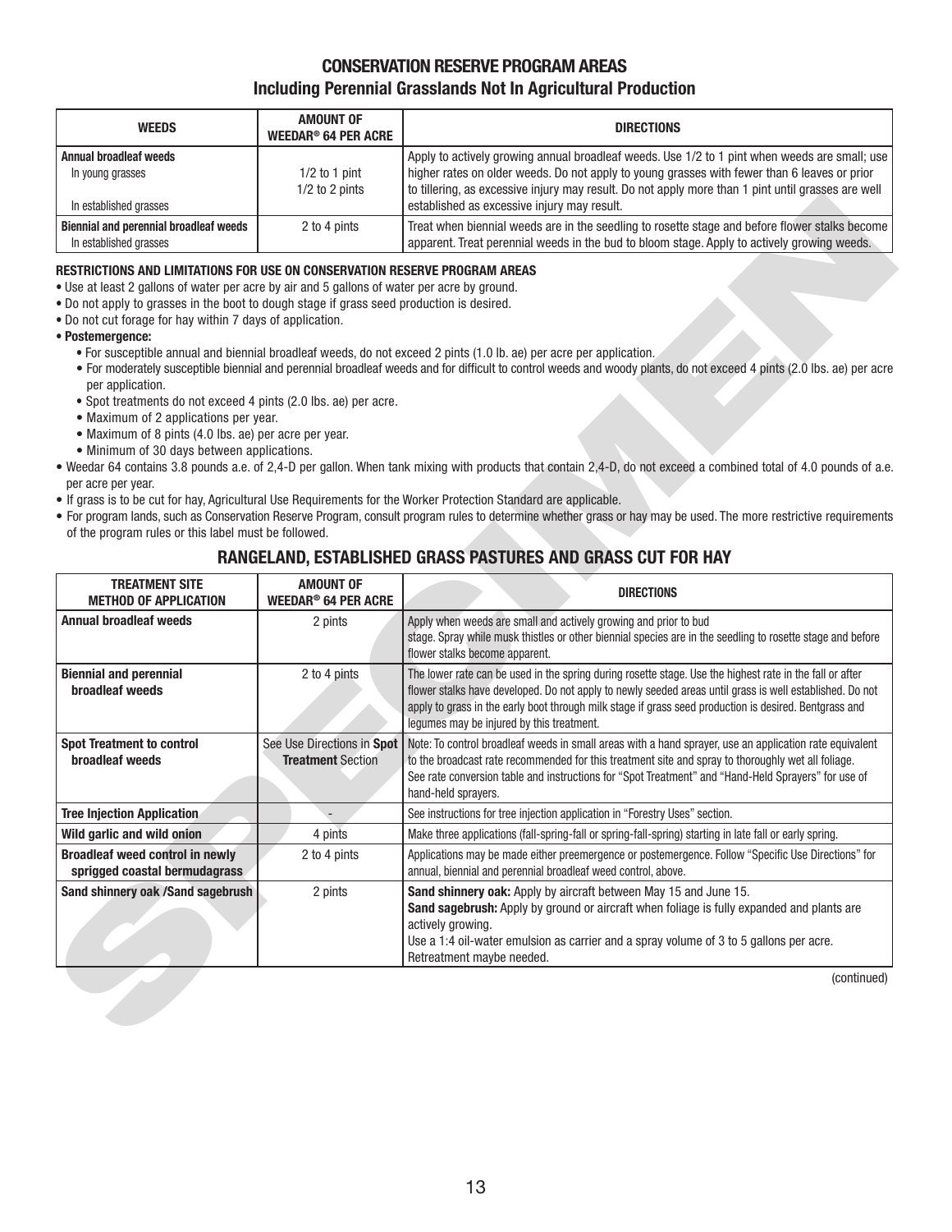## CONSERVATION RESERVE PROGRAM AREAS
### Including Perennial Grasslands Not In Agricultural Production

| WEEDS | AMOUNT OF WEEDAR® 64 PER ACRE | DIRECTIONS |
|---|---|---|
| **Annual broadleaf weeds**<br>In young grasses<br><br>In established grasses | <br>1/2 to 1 pint<br>1/2 to 2 pints | Apply to actively growing annual broadleaf weeds. Use 1/2 to 1 pint when weeds are small; use higher rates on older weeds. Do not apply to young grasses with fewer than 6 leaves or prior to tillering, as excessive injury may result. Do not apply more than 1 pint until grasses are well established as excessive injury may result. |
| **Biennial and perennial broadleaf weeds**<br>In established grasses | 2 to 4 pints | Treat when biennial weeds are in the seedling to rosette stage and before flower stalks become apparent. Treat perennial weeds in the bud to bloom stage. Apply to actively growing weeds. |

**RESTRICTIONS AND LIMITATIONS FOR USE ON CONSERVATION RESERVE PROGRAM AREAS**

- Use at least 2 gallons of water per acre by air and 5 gallons of water per acre by ground.
- Do not apply to grasses in the boot to dough stage if grass seed production is desired.
- Do not cut forage for hay within 7 days of application.
- **Postemergence:**
  - For susceptible annual and biennial broadleaf weeds, do not exceed 2 pints (1.0 lb. ae) per acre per application.
  - For moderately susceptible biennial and perennial broadleaf weeds and for difficult to control weeds and woody plants, do not exceed 4 pints (2.0 lbs. ae) per acre per application.
  - Spot treatments do not exceed 4 pints (2.0 lbs. ae) per acre.
  - Maximum of 2 applications per year.
  - Maximum of 8 pints (4.0 lbs. ae) per acre per year.
  - Minimum of 30 days between applications.
- Weedar 64 contains 3.8 pounds a.e. of 2,4-D per gallon. When tank mixing with products that contain 2,4-D, do not exceed a combined total of 4.0 pounds of a.e. per acre per year.
- If grass is to be cut for hay, Agricultural Use Requirements for the Worker Protection Standard are applicable.
- For program lands, such as Conservation Reserve Program, consult program rules to determine whether grass or hay may be used. The more restrictive requirements of the program rules or this label must be followed.

## RANGELAND, ESTABLISHED GRASS PASTURES AND GRASS CUT FOR HAY

| TREATMENT SITE METHOD OF APPLICATION | AMOUNT OF WEEDAR® 64 PER ACRE | DIRECTIONS |
|---|---|---|
| **Annual broadleaf weeds** | 2 pints | Apply when weeds are small and actively growing and prior to bud stage. Spray while musk thistles or other biennial species are in the seedling to rosette stage and before flower stalks become apparent. |
| **Biennial and perennial broadleaf weeds** | 2 to 4 pints | The lower rate can be used in the spring during rosette stage. Use the highest rate in the fall or after flower stalks have developed. Do not apply to newly seeded areas until grass is well established. Do not apply to grass in the early boot through milk stage if grass seed production is desired. Bentgrass and legumes may be injured by this treatment. |
| **Spot Treatment to control broadleaf weeds** | See Use Directions in **Spot Treatment** Section | Note: To control broadleaf weeds in small areas with a hand sprayer, use an application rate equivalent to the broadcast rate recommended for this treatment site and spray to thoroughly wet all foliage. See rate conversion table and instructions for "Spot Treatment" and "Hand-Held Sprayers" for use of hand-held sprayers. |
| **Tree Injection Application** | - | See instructions for tree injection application in "Forestry Uses" section. |
| **Wild garlic and wild onion** | 4 pints | Make three applications (fall-spring-fall or spring-fall-spring) starting in late fall or early spring. |
| **Broadleaf weed control in newly sprigged coastal bermudagrass** | 2 to 4 pints | Applications may be made either preemergence or postemergence. Follow "Specific Use Directions" for annual, biennial and perennial broadleaf weed control, above. |
| **Sand shinnery oak /Sand sagebrush** | 2 pints | **Sand shinnery oak:** Apply by aircraft between May 15 and June 15.<br>**Sand sagebrush:** Apply by ground or aircraft when foliage is fully expanded and plants are actively growing.<br>Use a 1:4 oil-water emulsion as carrier and a spray volume of 3 to 5 gallons per acre.<br>Retreatment maybe needed. |

(continued)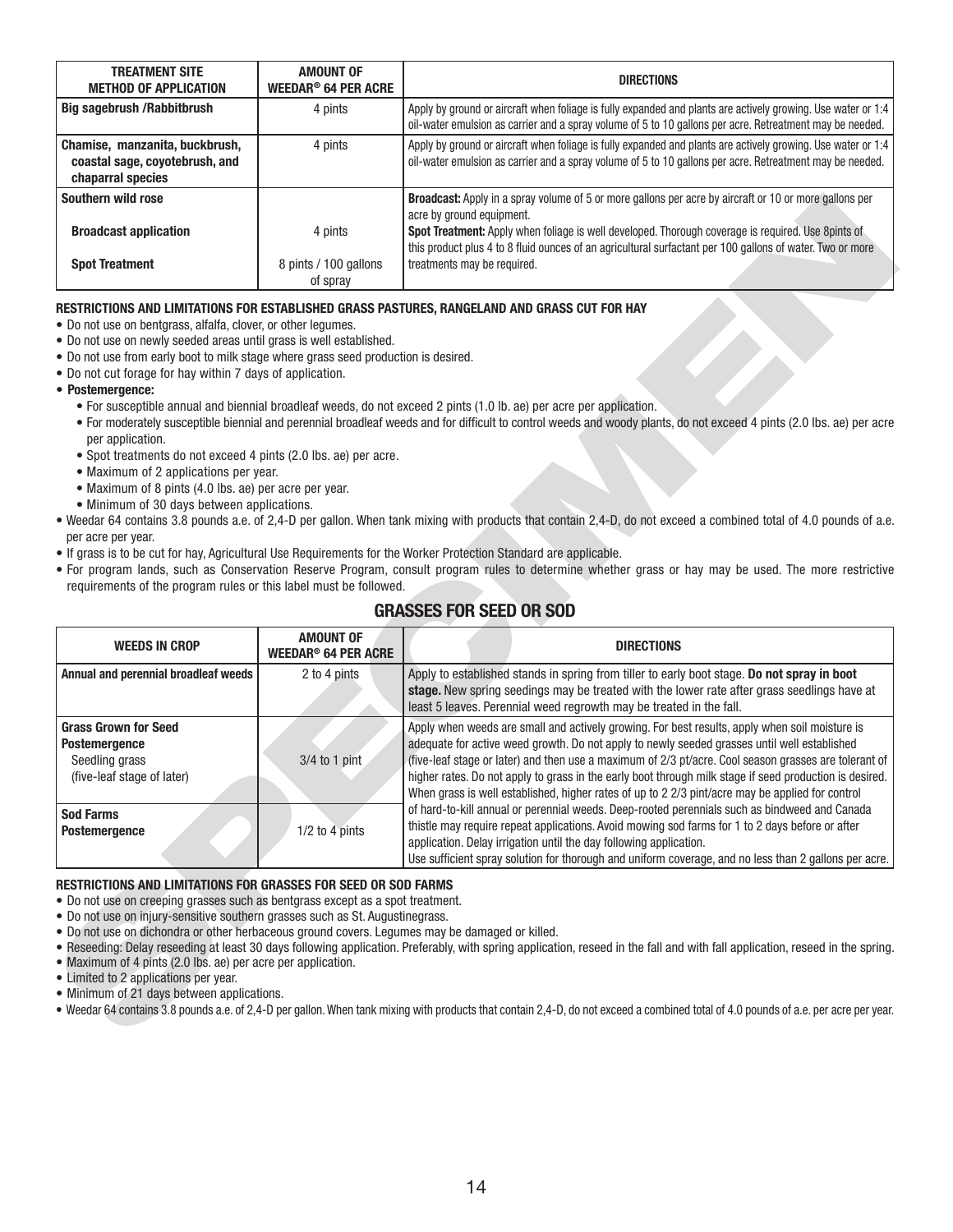| TREATMENT SITE METHOD OF APPLICATION | AMOUNT OF WEEDAR® 64 PER ACRE | DIRECTIONS |
|---|---|---|
| **Big sagebrush /Rabbitbrush** | 4 pints | Apply by ground or aircraft when foliage is fully expanded and plants are actively growing. Use water or 1:4 oil-water emulsion as carrier and a spray volume of 5 to 10 gallons per acre. Retreatment may be needed. |
| **Chamise, manzanita, buckbrush, coastal sage, coyotebrush, and chaparral species** | 4 pints | Apply by ground or aircraft when foliage is fully expanded and plants are actively growing. Use water or 1:4 oil-water emulsion as carrier and a spray volume of 5 to 10 gallons per acre. Retreatment may be needed. |
| **Southern wild rose**<br><br>**Broadcast application**<br><br>**Spot Treatment** | <br><br>4 pints<br><br>8 pints / 100 gallons of spray | **Broadcast:** Apply in a spray volume of 5 or more gallons per acre by aircraft or 10 or more gallons per acre by ground equipment.<br>**Spot Treatment:** Apply when foliage is well developed. Thorough coverage is required. Use 8pints of this product plus 4 to 8 fluid ounces of an agricultural surfactant per 100 gallons of water. Two or more treatments may be required. |

**RESTRICTIONS AND LIMITATIONS FOR ESTABLISHED GRASS PASTURES, RANGELAND AND GRASS CUT FOR HAY**

- Do not use on bentgrass, alfalfa, clover, or other legumes.
- Do not use on newly seeded areas until grass is well established.
- Do not use from early boot to milk stage where grass seed production is desired.
- Do not cut forage for hay within 7 days of application.
- **Postemergence:**
  - For susceptible annual and biennial broadleaf weeds, do not exceed 2 pints (1.0 lb. ae) per acre per application.
  - For moderately susceptible biennial and perennial broadleaf weeds and for difficult to control weeds and woody plants, do not exceed 4 pints (2.0 lbs. ae) per acre per application.
  - Spot treatments do not exceed 4 pints (2.0 lbs. ae) per acre.
  - Maximum of 2 applications per year.
  - Maximum of 8 pints (4.0 lbs. ae) per acre per year.
  - Minimum of 30 days between applications.
- Weedar 64 contains 3.8 pounds a.e. of 2,4-D per gallon. When tank mixing with products that contain 2,4-D, do not exceed a combined total of 4.0 pounds of a.e. per acre per year.
- If grass is to be cut for hay, Agricultural Use Requirements for the Worker Protection Standard are applicable.
- For program lands, such as Conservation Reserve Program, consult program rules to determine whether grass or hay may be used. The more restrictive requirements of the program rules or this label must be followed.

## GRASSES FOR SEED OR SOD

| WEEDS IN CROP | AMOUNT OF WEEDAR® 64 PER ACRE | DIRECTIONS |
|---|---|---|
| **Annual and perennial broadleaf weeds** | 2 to 4 pints | Apply to established stands in spring from tiller to early boot stage. **Do not spray in boot stage.** New spring seedings may be treated with the lower rate after grass seedlings have at least 5 leaves. Perennial weed regrowth may be treated in the fall. |
| **Grass Grown for Seed**<br>**Postemergence**<br>Seedling grass<br>(five-leaf stage of later) | 3/4 to 1 pint | Apply when weeds are small and actively growing. For best results, apply when soil moisture is adequate for active weed growth. Do not apply to newly seeded grasses until well established (five-leaf stage or later) and then use a maximum of 2/3 pt/acre. Cool season grasses are tolerant of higher rates. Do not apply to grass in the early boot through milk stage if seed production is desired. When grass is well established, higher rates of up to 2 2/3 pint/acre may be applied for control of hard-to-kill annual or perennial weeds. Deep-rooted perennials such as bindweed and Canada thistle may require repeat applications. Avoid mowing sod farms for 1 to 2 days before or after application. Delay irrigation until the day following application.<br>Use sufficient spray solution for thorough and uniform coverage, and no less than 2 gallons per acre. |
| **Sod Farms**<br>**Postemergence** | 1/2 to 4 pints | |

**RESTRICTIONS AND LIMITATIONS FOR GRASSES FOR SEED OR SOD FARMS**

- Do not use on creeping grasses such as bentgrass except as a spot treatment.
- Do not use on injury-sensitive southern grasses such as St. Augustinegrass.
- Do not use on dichondra or other herbaceous ground covers. Legumes may be damaged or killed.
- Reseeding: Delay reseeding at least 30 days following application. Preferably, with spring application, reseed in the fall and with fall application, reseed in the spring.
- Maximum of 4 pints (2.0 lbs. ae) per acre per application.
- Limited to 2 applications per year.
- Minimum of 21 days between applications.
- Weedar 64 contains 3.8 pounds a.e. of 2,4-D per gallon. When tank mixing with products that contain 2,4-D, do not exceed a combined total of 4.0 pounds of a.e. per acre per year.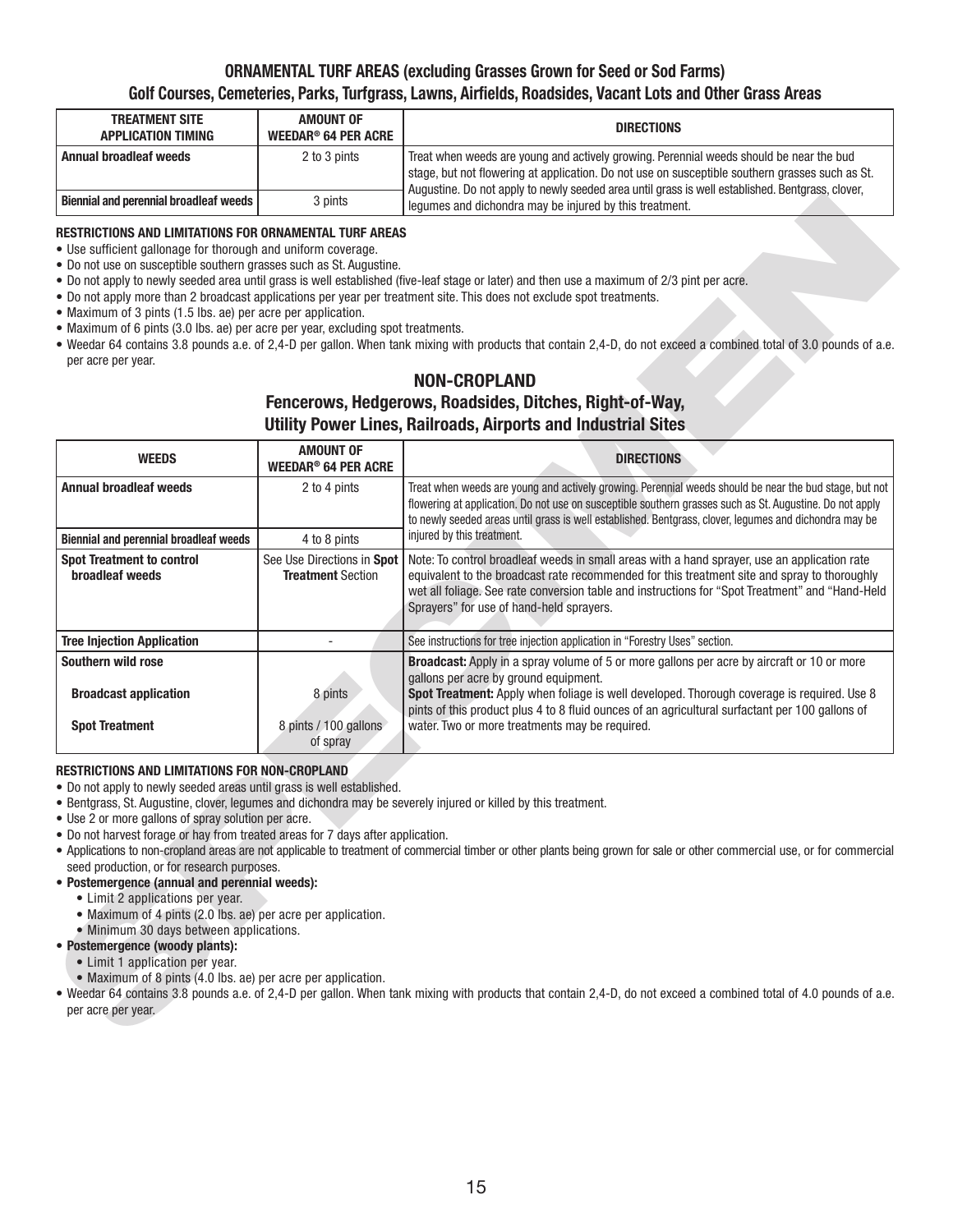## ORNAMENTAL TURF AREAS (excluding Grasses Grown for Seed or Sod Farms)

### Golf Courses, Cemeteries, Parks, Turfgrass, Lawns, Airfields, Roadsides, Vacant Lots and Other Grass Areas

| TREATMENT SITE APPLICATION TIMING | AMOUNT OF WEEDAR® 64 PER ACRE | DIRECTIONS |
|---|---|---|
| **Annual broadleaf weeds** | 2 to 3 pints | Treat when weeds are young and actively growing. Perennial weeds should be near the bud stage, but not flowering at application. Do not use on susceptible southern grasses such as St. Augustine. Do not apply to newly seeded area until grass is well established. Bentgrass, clover, legumes and dichondra may be injured by this treatment. |
| **Biennial and perennial broadleaf weeds** | 3 pints | |

**RESTRICTIONS AND LIMITATIONS FOR ORNAMENTAL TURF AREAS**

- Use sufficient gallonage for thorough and uniform coverage.
- Do not use on susceptible southern grasses such as St. Augustine.
- Do not apply to newly seeded area until grass is well established (five-leaf stage or later) and then use a maximum of 2/3 pint per acre.
- Do not apply more than 2 broadcast applications per year per treatment site. This does not exclude spot treatments.
- Maximum of 3 pints (1.5 lbs. ae) per acre per application.
- Maximum of 6 pints (3.0 lbs. ae) per acre per year, excluding spot treatments.
- Weedar 64 contains 3.8 pounds a.e. of 2,4-D per gallon. When tank mixing with products that contain 2,4-D, do not exceed a combined total of 3.0 pounds of a.e. per acre per year.

## NON-CROPLAND

### Fencerows, Hedgerows, Roadsides, Ditches, Right-of-Way, Utility Power Lines, Railroads, Airports and Industrial Sites

| WEEDS | AMOUNT OF WEEDAR® 64 PER ACRE | DIRECTIONS |
|---|---|---|
| **Annual broadleaf weeds** | 2 to 4 pints | Treat when weeds are young and actively growing. Perennial weeds should be near the bud stage, but not flowering at application. Do not use on susceptible southern grasses such as St. Augustine. Do not apply to newly seeded areas until grass is well established. Bentgrass, clover, legumes and dichondra may be injured by this treatment. |
| **Biennial and perennial broadleaf weeds** | 4 to 8 pints | |
| **Spot Treatment to control broadleaf weeds** | See Use Directions in **Spot Treatment** Section | Note: To control broadleaf weeds in small areas with a hand sprayer, use an application rate equivalent to the broadcast rate recommended for this treatment site and spray to thoroughly wet all foliage. See rate conversion table and instructions for "Spot Treatment" and "Hand-Held Sprayers" for use of hand-held sprayers. |
| **Tree Injection Application** | - | See instructions for tree injection application in "Forestry Uses" section. |
| **Southern wild rose** | | **Broadcast:** Apply in a spray volume of 5 or more gallons per acre by aircraft or 10 or more gallons per acre by ground equipment. **Spot Treatment:** Apply when foliage is well developed. Thorough coverage is required. Use 8 pints of this product plus 4 to 8 fluid ounces of an agricultural surfactant per 100 gallons of water. Two or more treatments may be required. |
| **Broadcast application** | 8 pints | |
| **Spot Treatment** | 8 pints / 100 gallons of spray | |

**RESTRICTIONS AND LIMITATIONS FOR NON-CROPLAND**

- Do not apply to newly seeded areas until grass is well established.
- Bentgrass, St. Augustine, clover, legumes and dichondra may be severely injured or killed by this treatment.
- Use 2 or more gallons of spray solution per acre.
- Do not harvest forage or hay from treated areas for 7 days after application.
- Applications to non-cropland areas are not applicable to treatment of commercial timber or other plants being grown for sale or other commercial use, or for commercial seed production, or for research purposes.
- **Postemergence (annual and perennial weeds):**
  - Limit 2 applications per year.
  - Maximum of 4 pints (2.0 lbs. ae) per acre per application.
  - Minimum 30 days between applications.
- **Postemergence (woody plants):**
  - Limit 1 application per year.
  - Maximum of 8 pints (4.0 lbs. ae) per acre per application.
- Weedar 64 contains 3.8 pounds a.e. of 2,4-D per gallon. When tank mixing with products that contain 2,4-D, do not exceed a combined total of 4.0 pounds of a.e. per acre per year.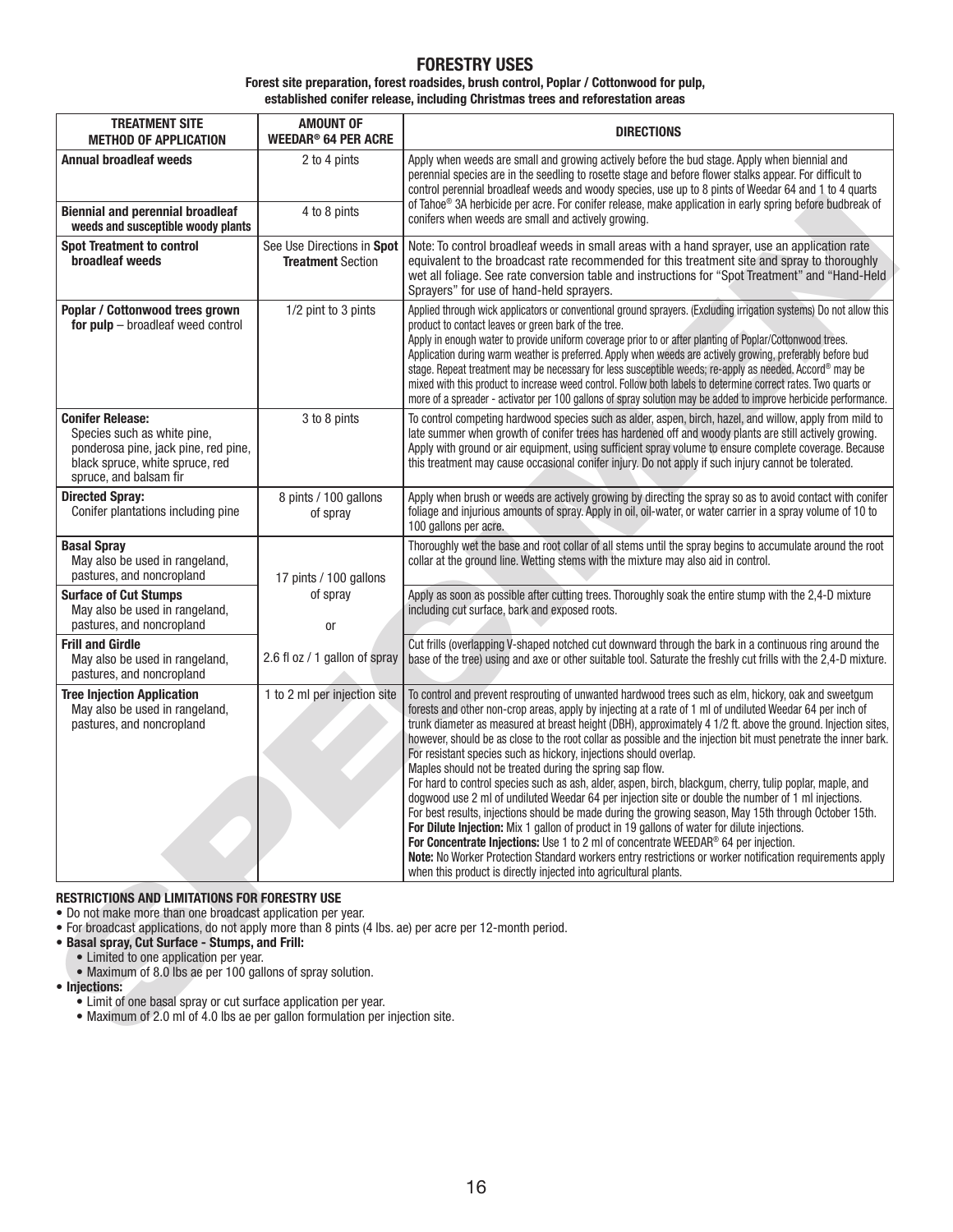# FORESTRY USES

**Forest site preparation, forest roadsides, brush control, Poplar / Cottonwood for pulp, established conifer release, including Christmas trees and reforestation areas**

| TREATMENT SITE METHOD OF APPLICATION | AMOUNT OF WEEDAR® 64 PER ACRE | DIRECTIONS |
|---|---|---|
| **Annual broadleaf weeds** | 2 to 4 pints | Apply when weeds are small and growing actively before the bud stage. Apply when biennial and perennial species are in the seedling to rosette stage and before flower stalks appear. For difficult to control perennial broadleaf weeds and woody species, use up to 8 pints of Weedar 64 and 1 to 4 quarts of Tahoe® 3A herbicide per acre. For conifer release, make application in early spring before budbreak of conifers when weeds are small and actively growing. |
| **Biennial and perennial broadleaf weeds and susceptible woody plants** | 4 to 8 pints | |
| **Spot Treatment to control broadleaf weeds** | See Use Directions in **Spot Treatment** Section | Note: To control broadleaf weeds in small areas with a hand sprayer, use an application rate equivalent to the broadcast rate recommended for this treatment site and spray to thoroughly wet all foliage. See rate conversion table and instructions for "Spot Treatment" and "Hand-Held Sprayers" for use of hand-held sprayers. |
| **Poplar / Cottonwood trees grown for pulp** – broadleaf weed control | 1/2 pint to 3 pints | Applied through wick applicators or conventional ground sprayers. (Excluding irrigation systems) Do not allow this product to contact leaves or green bark of the tree. Apply in enough water to provide uniform coverage prior to or after planting of Poplar/Cottonwood trees. Application during warm weather is preferred. Apply when weeds are actively growing, preferably before bud stage. Repeat treatment may be necessary for less susceptible weeds; re-apply as needed. Accord® may be mixed with this product to increase weed control. Follow both labels to determine correct rates. Two quarts or more of a spreader - activator per 100 gallons of spray solution may be added to improve herbicide performance. |
| **Conifer Release:** Species such as white pine, ponderosa pine, jack pine, red pine, black spruce, white spruce, red spruce, and balsam fir | 3 to 8 pints | To control competing hardwood species such as alder, aspen, birch, hazel, and willow, apply from mild to late summer when growth of conifer trees has hardened off and woody plants are still actively growing. Apply with ground or air equipment, using sufficient spray volume to ensure complete coverage. Because this treatment may cause occasional conifer injury. Do not apply if such injury cannot be tolerated. |
| **Directed Spray:** Conifer plantations including pine | 8 pints / 100 gallons of spray | Apply when brush or weeds are actively growing by directing the spray so as to avoid contact with conifer foliage and injurious amounts of spray. Apply in oil, oil-water, or water carrier in a spray volume of 10 to 100 gallons per acre. |
| **Basal Spray** May also be used in rangeland, pastures, and noncropland | 17 pints / 100 gallons of spray or 2.6 fl oz / 1 gallon of spray | Thoroughly wet the base and root collar of all stems until the spray begins to accumulate around the root collar at the ground line. Wetting stems with the mixture may also aid in control. |
| **Surface of Cut Stumps** May also be used in rangeland, pastures, and noncropland | | Apply as soon as possible after cutting trees. Thoroughly soak the entire stump with the 2,4-D mixture including cut surface, bark and exposed roots. |
| **Frill and Girdle** May also be used in rangeland, pastures, and noncropland | | Cut frills (overlapping V-shaped notched cut downward through the bark in a continuous ring around the base of the tree) using and axe or other suitable tool. Saturate the freshly cut frills with the 2,4-D mixture. |
| **Tree Injection Application** May also be used in rangeland, pastures, and noncropland | 1 to 2 ml per injection site | To control and prevent resprouting of unwanted hardwood trees such as elm, hickory, oak and sweetgum forests and other non-crop areas, apply by injecting at a rate of 1 ml of undiluted Weedar 64 per inch of trunk diameter as measured at breast height (DBH), approximately 4 1/2 ft. above the ground. Injection sites, however, should be as close to the root collar as possible and the injection bit must penetrate the inner bark. For resistant species such as hickory, injections should overlap. Maples should not be treated during the spring sap flow. For hard to control species such as ash, alder, aspen, birch, blackgum, cherry, tulip poplar, maple, and dogwood use 2 ml of undiluted Weedar 64 per injection site or double the number of 1 ml injections. For best results, injections should be made during the growing season, May 15th through October 15th. **For Dilute Injection:** Mix 1 gallon of product in 19 gallons of water for dilute injections. **For Concentrate Injections:** Use 1 to 2 ml of concentrate WEEDAR® 64 per injection. **Note:** No Worker Protection Standard workers entry restrictions or worker notification requirements apply when this product is directly injected into agricultural plants. |

**RESTRICTIONS AND LIMITATIONS FOR FORESTRY USE**

- Do not make more than one broadcast application per year.
- For broadcast applications, do not apply more than 8 pints (4 lbs. ae) per acre per 12-month period.
- **Basal spray, Cut Surface - Stumps, and Frill:**
  - Limited to one application per year.
  - Maximum of 8.0 lbs ae per 100 gallons of spray solution.
- **Injections:**
  - Limit of one basal spray or cut surface application per year.
  - Maximum of 2.0 ml of 4.0 lbs ae per gallon formulation per injection site.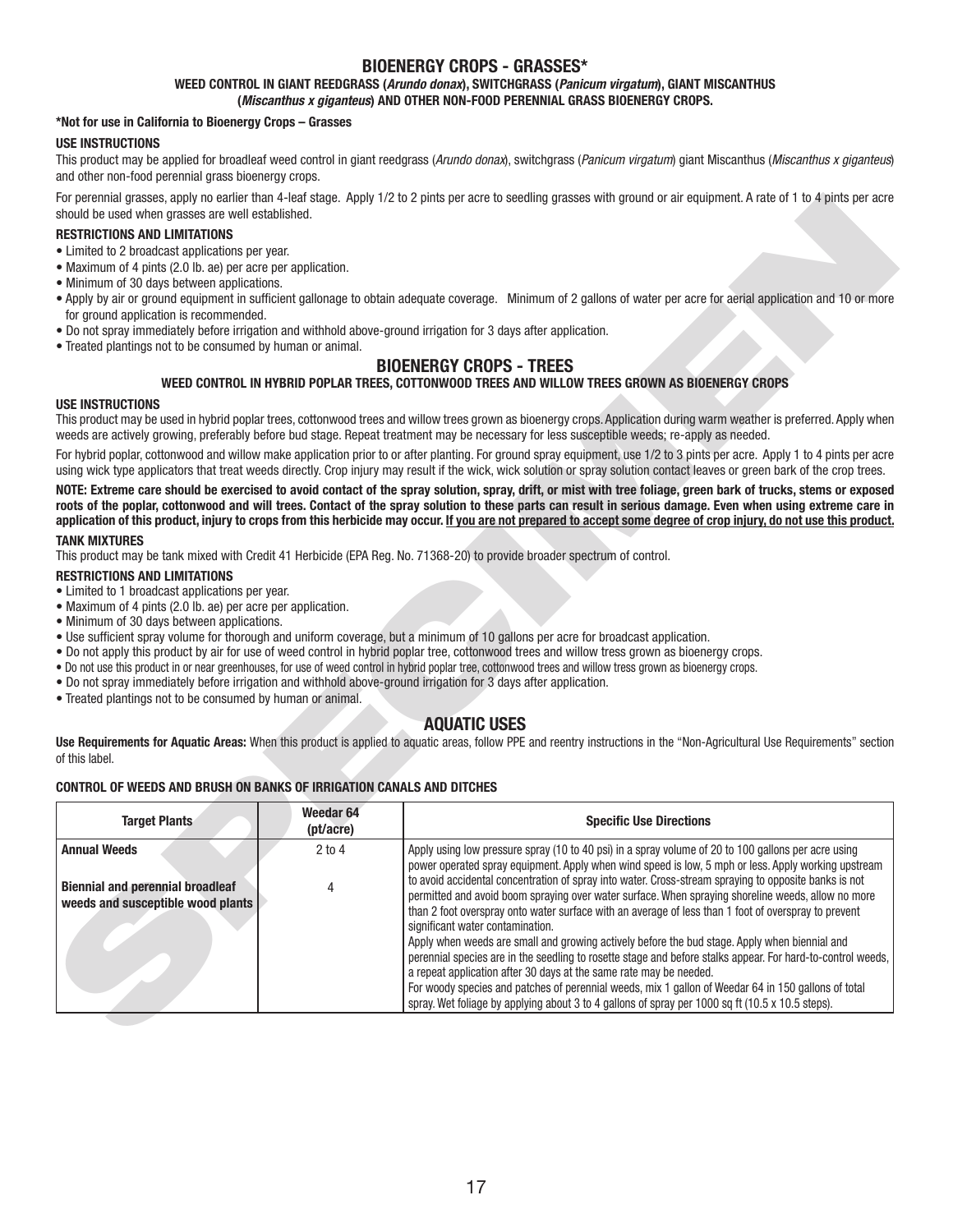## BIOENERGY CROPS - GRASSES*

### WEED CONTROL IN GIANT REEDGRASS (*Arundo donax*), SWITCHGRASS (*Panicum virgatum*), GIANT MISCANTHUS (*Miscanthus x giganteus*) AND OTHER NON-FOOD PERENNIAL GRASS BIOENERGY CROPS.

**\*Not for use in California to Bioenergy Crops – Grasses**

**USE INSTRUCTIONS**

This product may be applied for broadleaf weed control in giant reedgrass (*Arundo donax*), switchgrass (*Panicum virgatum*) giant Miscanthus (*Miscanthus x giganteus*) and other non-food perennial grass bioenergy crops.

For perennial grasses, apply no earlier than 4-leaf stage. Apply 1/2 to 2 pints per acre to seedling grasses with ground or air equipment. A rate of 1 to 4 pints per acre should be used when grasses are well established.

**RESTRICTIONS AND LIMITATIONS**

- Limited to 2 broadcast applications per year.
- Maximum of 4 pints (2.0 lb. ae) per acre per application.
- Minimum of 30 days between applications.
- Apply by air or ground equipment in sufficient gallonage to obtain adequate coverage. Minimum of 2 gallons of water per acre for aerial application and 10 or more for ground application is recommended.
- Do not spray immediately before irrigation and withhold above-ground irrigation for 3 days after application.
- Treated plantings not to be consumed by human or animal.

## BIOENERGY CROPS - TREES

### WEED CONTROL IN HYBRID POPLAR TREES, COTTONWOOD TREES AND WILLOW TREES GROWN AS BIOENERGY CROPS

**USE INSTRUCTIONS**

This product may be used in hybrid poplar trees, cottonwood trees and willow trees grown as bioenergy crops. Application during warm weather is preferred. Apply when weeds are actively growing, preferably before bud stage. Repeat treatment may be necessary for less susceptible weeds; re-apply as needed.

For hybrid poplar, cottonwood and willow make application prior to or after planting. For ground spray equipment, use 1/2 to 3 pints per acre. Apply 1 to 4 pints per acre using wick type applicators that treat weeds directly. Crop injury may result if the wick, wick solution or spray solution contact leaves or green bark of the crop trees.

**NOTE: Extreme care should be exercised to avoid contact of the spray solution, spray, drift, or mist with tree foliage, green bark of trucks, stems or exposed roots of the poplar, cottonwood and will trees. Contact of the spray solution to these parts can result in serious damage. Even when using extreme care in application of this product, injury to crops from this herbicide may occur. <u>If you are not prepared to accept some degree of crop injury, do not use this product.</u>**

**TANK MIXTURES**

This product may be tank mixed with Credit 41 Herbicide (EPA Reg. No. 71368-20) to provide broader spectrum of control.

**RESTRICTIONS AND LIMITATIONS**

- Limited to 1 broadcast applications per year.
- Maximum of 4 pints (2.0 lb. ae) per acre per application.
- Minimum of 30 days between applications.
- Use sufficient spray volume for thorough and uniform coverage, but a minimum of 10 gallons per acre for broadcast application.
- Do not apply this product by air for use of weed control in hybrid poplar tree, cottonwood trees and willow tress grown as bioenergy crops.
- Do not use this product in or near greenhouses, for use of weed control in hybrid poplar tree, cottonwood trees and willow tress grown as bioenergy crops.
- Do not spray immediately before irrigation and withhold above-ground irrigation for 3 days after application.
- Treated plantings not to be consumed by human or animal.

## AQUATIC USES

**Use Requirements for Aquatic Areas:** When this product is applied to aquatic areas, follow PPE and reentry instructions in the "Non-Agricultural Use Requirements" section of this label.

**CONTROL OF WEEDS AND BRUSH ON BANKS OF IRRIGATION CANALS AND DITCHES**

| Target Plants | Weedar 64 (pt/acre) | Specific Use Directions |
|---|---|---|
| **Annual Weeds** | 2 to 4 | Apply using low pressure spray (10 to 40 psi) in a spray volume of 20 to 100 gallons per acre using power operated spray equipment. Apply when wind speed is low, 5 mph or less. Apply working upstream to avoid accidental concentration of spray into water. Cross-stream spraying to opposite banks is not permitted and avoid boom spraying over water surface. When spraying shoreline weeds, allow no more than 2 foot overspray onto water surface with an average of less than 1 foot of overspray to prevent significant water contamination. Apply when weeds are small and growing actively before the bud stage. Apply when biennial and perennial species are in the seedling to rosette stage and before stalks appear. For hard-to-control weeds, a repeat application after 30 days at the same rate may be needed. For woody species and patches of perennial weeds, mix 1 gallon of Weedar 64 in 150 gallons of total spray. Wet foliage by applying about 3 to 4 gallons of spray per 1000 sq ft (10.5 x 10.5 steps). |
| **Biennial and perennial broadleaf weeds and susceptible wood plants** | 4 | |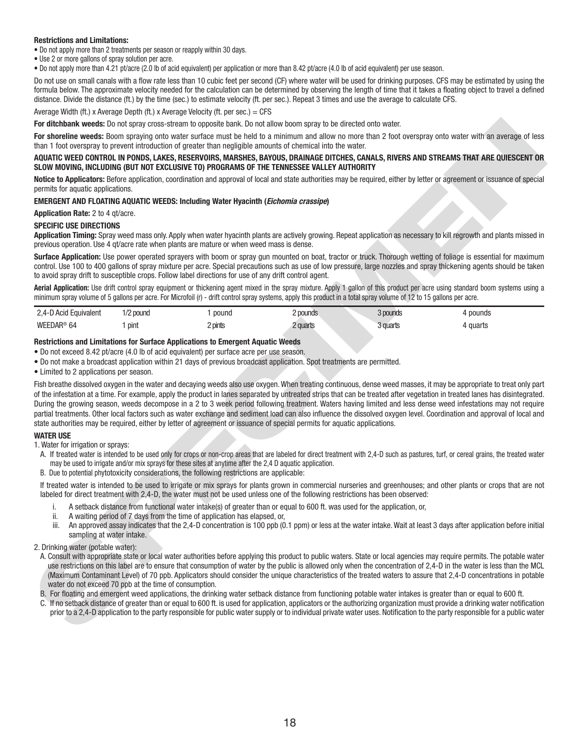**Restrictions and Limitations:**

- Do not apply more than 2 treatments per season or reapply within 30 days.
- Use 2 or more gallons of spray solution per acre.
- Do not apply more than 4.21 pt/acre (2.0 lb of acid equivalent) per application or more than 8.42 pt/acre (4.0 lb of acid equivalent) per use season.

Do not use on small canals with a flow rate less than 10 cubic feet per second (CF) where water will be used for drinking purposes. CFS may be estimated by using the formula below. The approximate velocity needed for the calculation can be determined by observing the length of time that it takes a floating object to travel a defined distance. Divide the distance (ft.) by the time (sec.) to estimate velocity (ft. per sec.). Repeat 3 times and use the average to calculate CFS.

Average Width (ft.) x Average Depth (ft.) x Average Velocity (ft. per sec.) = CFS

**For ditchbank weeds:** Do not spray cross-stream to opposite bank. Do not allow boom spray to be directed onto water.

**For shoreline weeds:** Boom spraying onto water surface must be held to a minimum and allow no more than 2 foot overspray onto water with an average of less than 1 foot overspray to prevent introduction of greater than negligible amounts of chemical into the water.

**AQUATIC WEED CONTROL IN PONDS, LAKES, RESERVOIRS, MARSHES, BAYOUS, DRAINAGE DITCHES, CANALS, RIVERS AND STREAMS THAT ARE QUIESCENT OR SLOW MOVING, INCLUDING (BUT NOT EXCLUSIVE TO) PROGRAMS OF THE TENNESSEE VALLEY AUTHORITY**

**Notice to Applicators:** Before application, coordination and approval of local and state authorities may be required, either by letter or agreement or issuance of special permits for aquatic applications.

**EMERGENT AND FLOATING AQUATIC WEEDS: Including Water Hyacinth (*Eichomia crassipe*)**

**Application Rate:** 2 to 4 qt/acre.

**SPECIFIC USE DIRECTIONS**

**Application Timing:** Spray weed mass only. Apply when water hyacinth plants are actively growing. Repeat application as necessary to kill regrowth and plants missed in previous operation. Use 4 qt/acre rate when plants are mature or when weed mass is dense.

**Surface Application:** Use power operated sprayers with boom or spray gun mounted on boat, tractor or truck. Thorough wetting of foliage is essential for maximum control. Use 100 to 400 gallons of spray mixture per acre. Special precautions such as use of low pressure, large nozzles and spray thickening agents should be taken to avoid spray drift to susceptible crops. Follow label directions for use of any drift control agent.

**Aerial Application:** Use drift control spray equipment or thickening agent mixed in the spray mixture. Apply 1 gallon of this product per acre using standard boom systems using a minimum spray volume of 5 gallons per acre. For Microfoil (r) - drift control spray systems, apply this product in a total spray volume of 12 to 15 gallons per acre.

| 2,4-D Acid Equivalent | 1/2 pound | 1 pound | 2 pounds | 3 pounds | 4 pounds |
|---|---|---|---|---|---|
| WEEDAR® 64 | 1 pint | 2 pints | 2 quarts | 3 quarts | 4 quarts |

**Restrictions and Limitations for Surface Applications to Emergent Aquatic Weeds**

- Do not exceed 8.42 pt/acre (4.0 lb of acid equivalent) per surface acre per use season.
- Do not make a broadcast application within 21 days of previous broadcast application. Spot treatments are permitted.
- Limited to 2 applications per season.

Fish breathe dissolved oxygen in the water and decaying weeds also use oxygen. When treating continuous, dense weed masses, it may be appropriate to treat only part of the infestation at a time. For example, apply the product in lanes separated by untreated strips that can be treated after vegetation in treated lanes has disintegrated. During the growing season, weeds decompose in a 2 to 3 week period following treatment. Waters having limited and less dense weed infestations may not require partial treatments. Other local factors such as water exchange and sediment load can also influence the dissolved oxygen level. Coordination and approval of local and state authorities may be required, either by letter of agreement or issuance of special permits for aquatic applications.

**WATER USE**

1. Water for irrigation or sprays:

   A. If treated water is intended to be used only for crops or non-crop areas that are labeled for direct treatment with 2,4-D such as pastures, turf, or cereal grains, the treated water may be used to irrigate and/or mix sprays for these sites at anytime after the 2,4 D aquatic application.

   B. Due to potential phytotoxicity considerations, the following restrictions are applicable:

   If treated water is intended to be used to irrigate or mix sprays for plants grown in commercial nurseries and greenhouses; and other plants or crops that are not labeled for direct treatment with 2,4-D, the water must not be used unless one of the following restrictions has been observed:

   i. A setback distance from functional water intake(s) of greater than or equal to 600 ft. was used for the application, or,
   ii. A waiting period of 7 days from the time of application has elapsed, or,
   iii. An approved assay indicates that the 2,4-D concentration is 100 ppb (0.1 ppm) or less at the water intake. Wait at least 3 days after application before initial sampling at water intake.

2. Drinking water (potable water):

   A. Consult with appropriate state or local water authorities before applying this product to public waters. State or local agencies may require permits. The potable water use restrictions on this label are to ensure that consumption of water by the public is allowed only when the concentration of 2,4-D in the water is less than the MCL (Maximum Contaminant Level) of 70 ppb. Applicators should consider the unique characteristics of the treated waters to assure that 2,4-D concentrations in potable water do not exceed 70 ppb at the time of consumption.

   B. For floating and emergent weed applications, the drinking water setback distance from functioning potable water intakes is greater than or equal to 600 ft.

   C. If no setback distance of greater than or equal to 600 ft. is used for application, applicators or the authorizing organization must provide a drinking water notification prior to a 2,4-D application to the party responsible for public water supply or to individual private water uses. Notification to the party responsible for a public water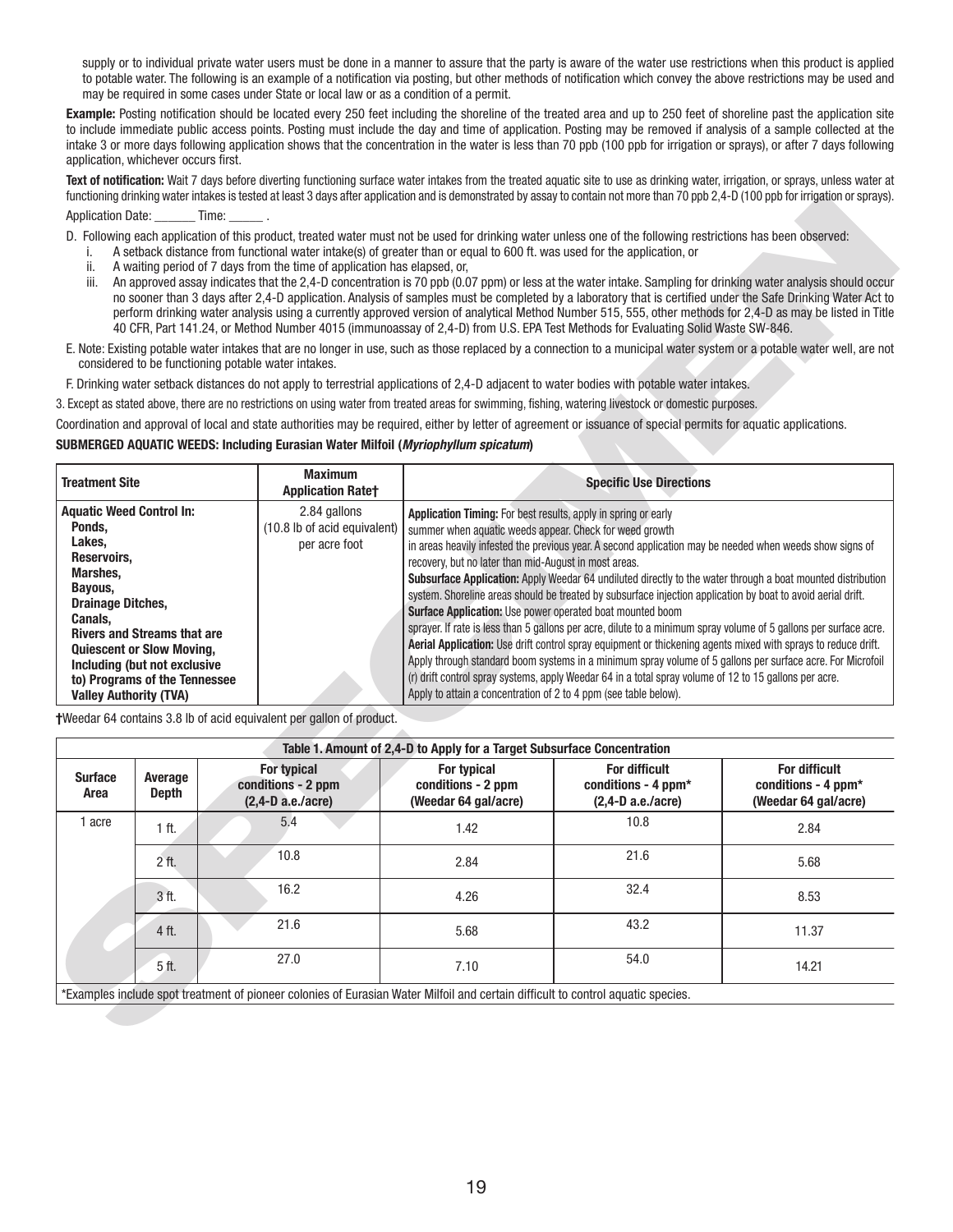supply or to individual private water users must be done in a manner to assure that the party is aware of the water use restrictions when this product is applied to potable water. The following is an example of a notification via posting, but other methods of notification which convey the above restrictions may be used and may be required in some cases under State or local law or as a condition of a permit.

**Example:** Posting notification should be located every 250 feet including the shoreline of the treated area and up to 250 feet of shoreline past the application site to include immediate public access points. Posting must include the day and time of application. Posting may be removed if analysis of a sample collected at the intake 3 or more days following application shows that the concentration in the water is less than 70 ppb (100 ppb for irrigation or sprays), or after 7 days following application, whichever occurs first.

**Text of notification:** Wait 7 days before diverting functioning surface water intakes from the treated aquatic site to use as drinking water, irrigation, or sprays, unless water at functioning drinking water intakes is tested at least 3 days after application and is demonstrated by assay to contain not more than 70 ppb 2,4-D (100 ppb for irrigation or sprays).

Application Date: _______ Time: ______ .

D. Following each application of this product, treated water must not be used for drinking water unless one of the following restrictions has been observed:
   i. A setback distance from functional water intake(s) of greater than or equal to 600 ft. was used for the application, or
   ii. A waiting period of 7 days from the time of application has elapsed, or,
   iii. An approved assay indicates that the 2,4-D concentration is 70 ppb (0.07 ppm) or less at the water intake. Sampling for drinking water analysis should occur no sooner than 3 days after 2,4-D application. Analysis of samples must be completed by a laboratory that is certified under the Safe Drinking Water Act to perform drinking water analysis using a currently approved version of analytical Method Number 515, 555, other methods for 2,4-D as may be listed in Title 40 CFR, Part 141.24, or Method Number 4015 (immunoassay of 2,4-D) from U.S. EPA Test Methods for Evaluating Solid Waste SW-846.

E. Note: Existing potable water intakes that are no longer in use, such as those replaced by a connection to a municipal water system or a potable water well, are not considered to be functioning potable water intakes.

F. Drinking water setback distances do not apply to terrestrial applications of 2,4-D adjacent to water bodies with potable water intakes.

3. Except as stated above, there are no restrictions on using water from treated areas for swimming, fishing, watering livestock or domestic purposes.

Coordination and approval of local and state authorities may be required, either by letter of agreement or issuance of special permits for aquatic applications.

**SUBMERGED AQUATIC WEEDS: Including Eurasian Water Milfoil (*Myriophyllum spicatum*)**

| Treatment Site | Maximum Application Rate† | Specific Use Directions |
|---|---|---|
| **Aquatic Weed Control In: Ponds, Lakes, Reservoirs, Marshes, Bayous, Drainage Ditches, Canals, Rivers and Streams that are Quiescent or Slow Moving, Including (but not exclusive to) Programs of the Tennessee Valley Authority (TVA)** | 2.84 gallons (10.8 lb of acid equivalent) per acre foot | **Application Timing:** For best results, apply in spring or early summer when aquatic weeds appear. Check for weed growth in areas heavily infested the previous year. A second application may be needed when weeds show signs of recovery, but no later than mid-August in most areas. **Subsurface Application:** Apply Weedar 64 undiluted directly to the water through a boat mounted distribution system. Shoreline areas should be treated by subsurface injection application by boat to avoid aerial drift. **Surface Application:** Use power operated boat mounted boom sprayer. If rate is less than 5 gallons per acre, dilute to a minimum spray volume of 5 gallons per surface acre. **Aerial Application:** Use drift control spray equipment or thickening agents mixed with sprays to reduce drift. Apply through standard boom systems in a minimum spray volume of 5 gallons per surface acre. For Microfoil (r) drift control spray systems, apply Weedar 64 in a total spray volume of 12 to 15 gallons per acre. Apply to attain a concentration of 2 to 4 ppm (see table below). |

†Weedar 64 contains 3.8 lb of acid equivalent per gallon of product.

**Table 1. Amount of 2,4-D to Apply for a Target Subsurface Concentration**

| Surface Area | Average Depth | For typical conditions - 2 ppm (2,4-D a.e./acre) | For typical conditions - 2 ppm (Weedar 64 gal/acre) | For difficult conditions - 4 ppm* (2,4-D a.e./acre) | For difficult conditions - 4 ppm* (Weedar 64 gal/acre) |
|---|---|---|---|---|---|
| 1 acre | 1 ft. | 5.4 | 1.42 | 10.8 | 2.84 |
| | 2 ft. | 10.8 | 2.84 | 21.6 | 5.68 |
| | 3 ft. | 16.2 | 4.26 | 32.4 | 8.53 |
| | 4 ft. | 21.6 | 5.68 | 43.2 | 11.37 |
| | 5 ft. | 27.0 | 7.10 | 54.0 | 14.21 |

*Examples include spot treatment of pioneer colonies of Eurasian Water Milfoil and certain difficult to control aquatic species.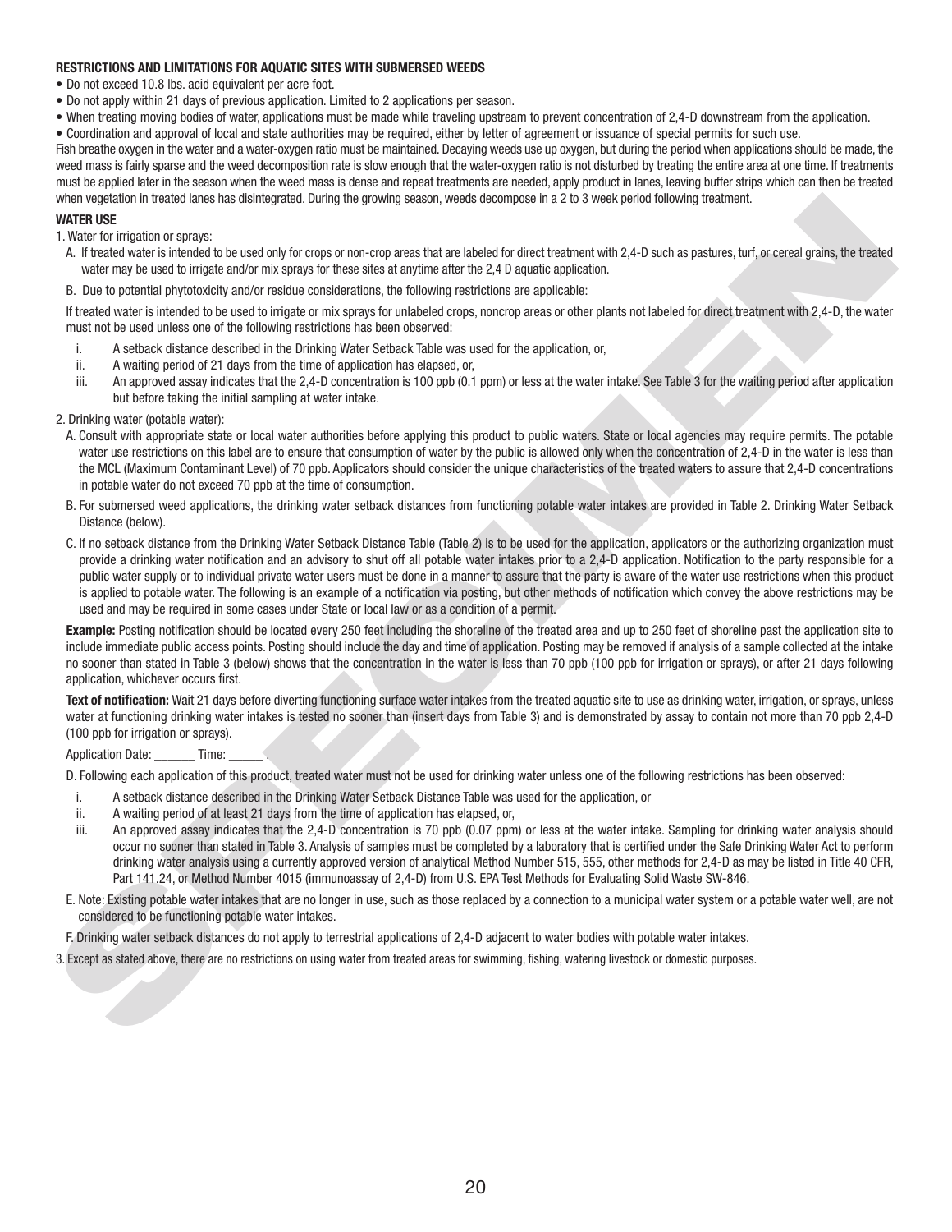**RESTRICTIONS AND LIMITATIONS FOR AQUATIC SITES WITH SUBMERSED WEEDS**

- Do not exceed 10.8 lbs. acid equivalent per acre foot.
- Do not apply within 21 days of previous application. Limited to 2 applications per season.
- When treating moving bodies of water, applications must be made while traveling upstream to prevent concentration of 2,4-D downstream from the application.
- Coordination and approval of local and state authorities may be required, either by letter of agreement or issuance of special permits for such use.

Fish breathe oxygen in the water and a water-oxygen ratio must be maintained. Decaying weeds use up oxygen, but during the period when applications should be made, the weed mass is fairly sparse and the weed decomposition rate is slow enough that the water-oxygen ratio is not disturbed by treating the entire area at one time. If treatments must be applied later in the season when the weed mass is dense and repeat treatments are needed, apply product in lanes, leaving buffer strips which can then be treated when vegetation in treated lanes has disintegrated. During the growing season, weeds decompose in a 2 to 3 week period following treatment.

**WATER USE**

1. Water for irrigation or sprays:

   A. If treated water is intended to be used only for crops or non-crop areas that are labeled for direct treatment with 2,4-D such as pastures, turf, or cereal grains, the treated water may be used to irrigate and/or mix sprays for these sites at anytime after the 2,4 D aquatic application.

   B. Due to potential phytotoxicity and/or residue considerations, the following restrictions are applicable:

   If treated water is intended to be used to irrigate or mix sprays for unlabeled crops, noncrop areas or other plants not labeled for direct treatment with 2,4-D, the water must not be used unless one of the following restrictions has been observed:

   i. A setback distance described in the Drinking Water Setback Table was used for the application, or,
   ii. A waiting period of 21 days from the time of application has elapsed, or,
   iii. An approved assay indicates that the 2,4-D concentration is 100 ppb (0.1 ppm) or less at the water intake. See Table 3 for the waiting period after application but before taking the initial sampling at water intake.

2. Drinking water (potable water):

   A. Consult with appropriate state or local water authorities before applying this product to public waters. State or local agencies may require permits. The potable water use restrictions on this label are to ensure that consumption of water by the public is allowed only when the concentration of 2,4-D in the water is less than the MCL (Maximum Contaminant Level) of 70 ppb. Applicators should consider the unique characteristics of the treated waters to assure that 2,4-D concentrations in potable water do not exceed 70 ppb at the time of consumption.

   B. For submersed weed applications, the drinking water setback distances from functioning potable water intakes are provided in Table 2. Drinking Water Setback Distance (below).

   C. If no setback distance from the Drinking Water Setback Distance Table (Table 2) is to be used for the application, applicators or the authorizing organization must provide a drinking water notification and an advisory to shut off all potable water intakes prior to a 2,4-D application. Notification to the party responsible for a public water supply or to individual private water users must be done in a manner to assure that the party is aware of the water use restrictions when this product is applied to potable water. The following is an example of a notification via posting, but other methods of notification which convey the above restrictions may be used and may be required in some cases under State or local law or as a condition of a permit.

   **Example:** Posting notification should be located every 250 feet including the shoreline of the treated area and up to 250 feet of shoreline past the application site to include immediate public access points. Posting should include the day and time of application. Posting may be removed if analysis of a sample collected at the intake no sooner than stated in Table 3 (below) shows that the concentration in the water is less than 70 ppb (100 ppb for irrigation or sprays), or after 21 days following application, whichever occurs first.

   **Text of notification:** Wait 21 days before diverting functioning surface water intakes from the treated aquatic site to use as drinking water, irrigation, or sprays, unless water at functioning drinking water intakes is tested no sooner than (insert days from Table 3) and is demonstrated by assay to contain not more than 70 ppb 2,4-D (100 ppb for irrigation or sprays).

   Application Date: _______ Time: ______ .

   D. Following each application of this product, treated water must not be used for drinking water unless one of the following restrictions has been observed:

   i. A setback distance described in the Drinking Water Setback Distance Table was used for the application, or
   ii. A waiting period of at least 21 days from the time of application has elapsed, or,
   iii. An approved assay indicates that the 2,4-D concentration is 70 ppb (0.07 ppm) or less at the water intake. Sampling for drinking water analysis should occur no sooner than stated in Table 3. Analysis of samples must be completed by a laboratory that is certified under the Safe Drinking Water Act to perform drinking water analysis using a currently approved version of analytical Method Number 515, 555, other methods for 2,4-D as may be listed in Title 40 CFR, Part 141.24, or Method Number 4015 (immunoassay of 2,4-D) from U.S. EPA Test Methods for Evaluating Solid Waste SW-846.

   E. Note: Existing potable water intakes that are no longer in use, such as those replaced by a connection to a municipal water system or a potable water well, are not considered to be functioning potable water intakes.

   F. Drinking water setback distances do not apply to terrestrial applications of 2,4-D adjacent to water bodies with potable water intakes.

3. Except as stated above, there are no restrictions on using water from treated areas for swimming, fishing, watering livestock or domestic purposes.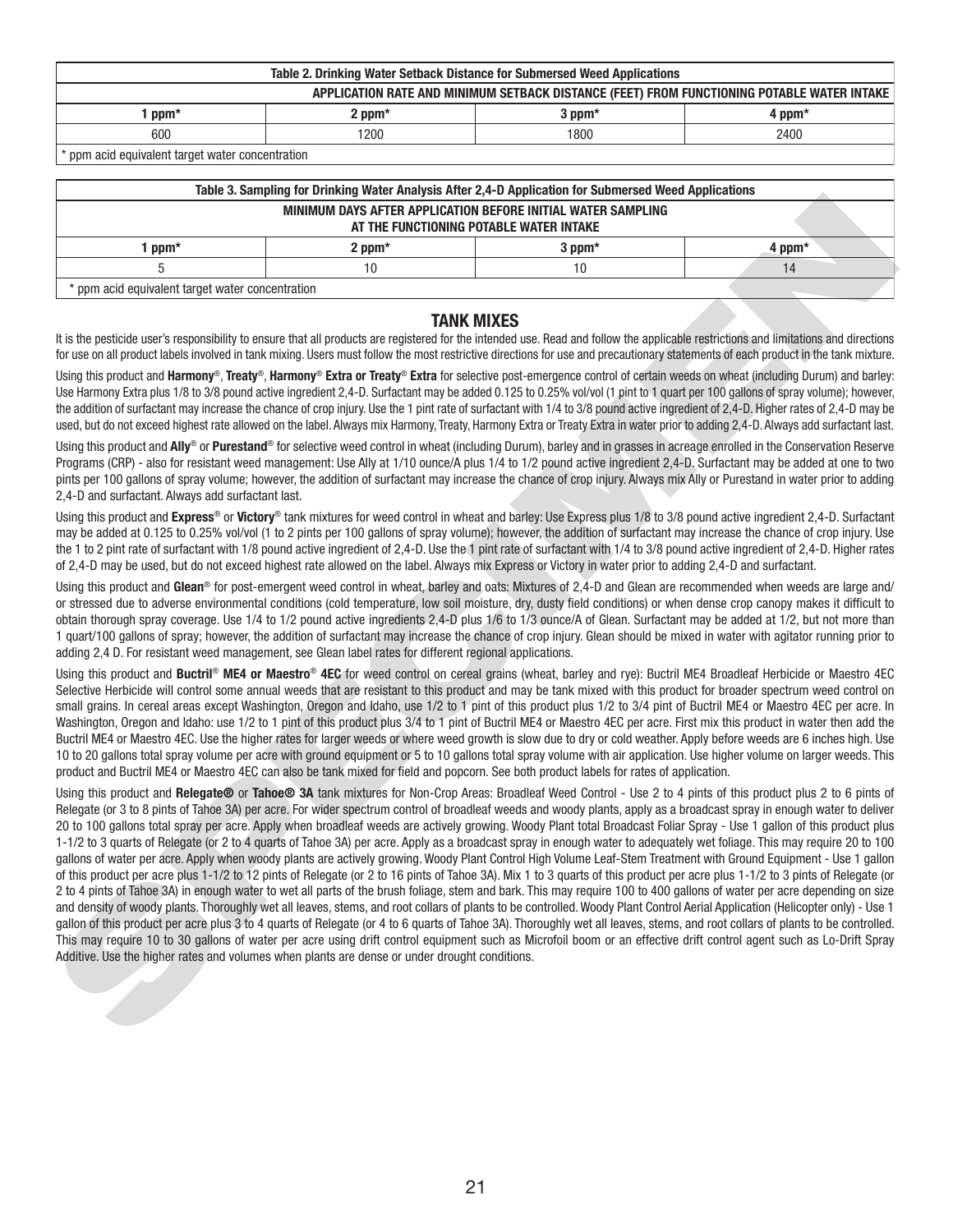| Table 2. Drinking Water Setback Distance for Submersed Weed Applications | | | |
|---|---|---|---|
| APPLICATION RATE AND MINIMUM SETBACK DISTANCE (FEET) FROM FUNCTIONING POTABLE WATER INTAKE | | | |
| 1 ppm* | 2 ppm* | 3 ppm* | 4 ppm* |
| 600 | 1200 | 1800 | 2400 |

* ppm acid equivalent target water concentration

| Table 3. Sampling for Drinking Water Analysis After 2,4-D Application for Submersed Weed Applications | | | |
|---|---|---|---|
| MINIMUM DAYS AFTER APPLICATION BEFORE INITIAL WATER SAMPLING AT THE FUNCTIONING POTABLE WATER INTAKE | | | |
| 1 ppm* | 2 ppm* | 3 ppm* | 4 ppm* |
| 5 | 10 | 10 | 14 |

* ppm acid equivalent target water concentration

## TANK MIXES

It is the pesticide user's responsibility to ensure that all products are registered for the intended use. Read and follow the applicable restrictions and limitations and directions for use on all product labels involved in tank mixing. Users must follow the most restrictive directions for use and precautionary statements of each product in the tank mixture.

Using this product and **Harmony**®, **Treaty**®, **Harmony**® **Extra or Treaty**® **Extra** for selective post-emergence control of certain weeds on wheat (including Durum) and barley: Use Harmony Extra plus 1/8 to 3/8 pound active ingredient 2,4-D. Surfactant may be added 0.125 to 0.25% vol/vol (1 pint to 1 quart per 100 gallons of spray volume); however, the addition of surfactant may increase the chance of crop injury. Use the 1 pint rate of surfactant with 1/4 to 3/8 pound active ingredient of 2,4-D. Higher rates of 2,4-D may be used, but do not exceed highest rate allowed on the label. Always mix Harmony, Treaty, Harmony Extra or Treaty Extra in water prior to adding 2,4-D. Always add surfactant last.

Using this product and **Ally**® or **Purestand**® for selective weed control in wheat (including Durum), barley and in grasses in acreage enrolled in the Conservation Reserve Programs (CRP) - also for resistant weed management: Use Ally at 1/10 ounce/A plus 1/4 to 1/2 pound active ingredient 2,4-D. Surfactant may be added at one to two pints per 100 gallons of spray volume; however, the addition of surfactant may increase the chance of crop injury. Always mix Ally or Purestand in water prior to adding 2,4-D and surfactant. Always add surfactant last.

Using this product and **Express**® or **Victory**® tank mixtures for weed control in wheat and barley: Use Express plus 1/8 to 3/8 pound active ingredient 2,4-D. Surfactant may be added at 0.125 to 0.25% vol/vol (1 to 2 pints per 100 gallons of spray volume); however, the addition of surfactant may increase the chance of crop injury. Use the 1 to 2 pint rate of surfactant with 1/8 pound active ingredient of 2,4-D. Use the 1 pint rate of surfactant with 1/4 to 3/8 pound active ingredient of 2,4-D. Higher rates of 2,4-D may be used, but do not exceed highest rate allowed on the label. Always mix Express or Victory in water prior to adding 2,4-D and surfactant.

Using this product and **Glean**® for post-emergent weed control in wheat, barley and oats: Mixtures of 2,4-D and Glean are recommended when weeds are large and/or stressed due to adverse environmental conditions (cold temperature, low soil moisture, dry, dusty field conditions) or when dense crop canopy makes it difficult to obtain thorough spray coverage. Use 1/4 to 1/2 pound active ingredients 2,4-D plus 1/6 to 1/3 ounce/A of Glean. Surfactant may be added at 1/2, but not more than 1 quart/100 gallons of spray; however, the addition of surfactant may increase the chance of crop injury. Glean should be mixed in water with agitator running prior to adding 2,4 D. For resistant weed management, see Glean label rates for different regional applications.

Using this product and **Buctril**® **ME4 or Maestro**® **4EC** for weed control on cereal grains (wheat, barley and rye): Buctril ME4 Broadleaf Herbicide or Maestro 4EC Selective Herbicide will control some annual weeds that are resistant to this product and may be tank mixed with this product for broader spectrum weed control on small grains. In cereal areas except Washington, Oregon and Idaho, use 1/2 to 1 pint of this product plus 1/2 to 3/4 pint of Buctril ME4 or Maestro 4EC per acre. In Washington, Oregon and Idaho: use 1/2 to 1 pint of this product plus 3/4 to 1 pint of Buctril ME4 or Maestro 4EC per acre. First mix this product in water then add the Buctril ME4 or Maestro 4EC. Use the higher rates for larger weeds or where weed growth is slow due to dry or cold weather. Apply before weeds are 6 inches high. Use 10 to 20 gallons total spray volume per acre with ground equipment or 5 to 10 gallons total spray volume with air application. Use higher volume on larger weeds. This product and Buctril ME4 or Maestro 4EC can also be tank mixed for field and popcorn. See both product labels for rates of application.

Using this product and **Relegate®** or **Tahoe® 3A** tank mixtures for Non-Crop Areas: Broadleaf Weed Control - Use 2 to 4 pints of this product plus 2 to 6 pints of Relegate (or 3 to 8 pints of Tahoe 3A) per acre. For wider spectrum control of broadleaf weeds and woody plants, apply as a broadcast spray in enough water to deliver 20 to 100 gallons total spray per acre. Apply when broadleaf weeds are actively growing. Woody Plant total Broadcast Foliar Spray - Use 1 gallon of this product plus 1-1/2 to 3 quarts of Relegate (or 2 to 4 quarts of Tahoe 3A) per acre. Apply as a broadcast spray in enough water to adequately wet foliage. This may require 20 to 100 gallons of water per acre. Apply when woody plants are actively growing. Woody Plant Control High Volume Leaf-Stem Treatment with Ground Equipment - Use 1 gallon of this product per acre plus 1-1/2 to 12 pints of Relegate (or 2 to 16 pints of Tahoe 3A). Mix 1 to 3 quarts of this product per acre plus 1-1/2 to 3 pints of Relegate (or 2 to 4 pints of Tahoe 3A) in enough water to wet all parts of the brush foliage, stem and bark. This may require 100 to 400 gallons of water per acre depending on size and density of woody plants. Thoroughly wet all leaves, stems, and root collars of plants to be controlled. Woody Plant Control Aerial Application (Helicopter only) - Use 1 gallon of this product per acre plus 3 to 4 quarts of Relegate (or 4 to 6 quarts of Tahoe 3A). Thoroughly wet all leaves, stems, and root collars of plants to be controlled. This may require 10 to 30 gallons of water per acre using drift control equipment such as Microfoil boom or an effective drift control agent such as Lo-Drift Spray Additive. Use the higher rates and volumes when plants are dense or under drought conditions.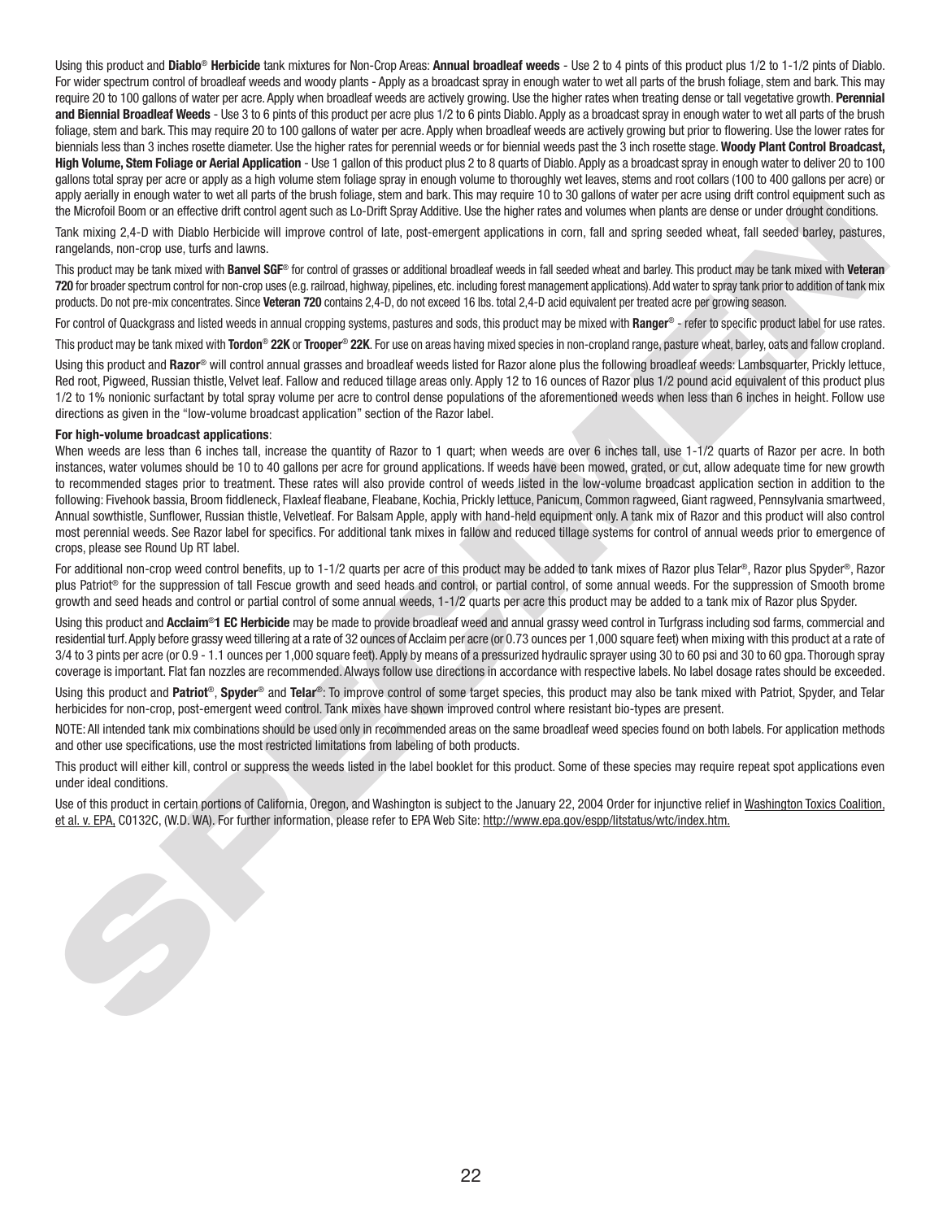Using this product and **Diablo® Herbicide** tank mixtures for Non-Crop Areas: **Annual broadleaf weeds** - Use 2 to 4 pints of this product plus 1/2 to 1-1/2 pints of Diablo. For wider spectrum control of broadleaf weeds and woody plants - Apply as a broadcast spray in enough water to wet all parts of the brush foliage, stem and bark. This may require 20 to 100 gallons of water per acre. Apply when broadleaf weeds are actively growing. Use the higher rates when treating dense or tall vegetative growth. **Perennial and Biennial Broadleaf Weeds** - Use 3 to 6 pints of this product per acre plus 1/2 to 6 pints Diablo. Apply as a broadcast spray in enough water to wet all parts of the brush foliage, stem and bark. This may require 20 to 100 gallons of water per acre. Apply when broadleaf weeds are actively growing but prior to flowering. Use the lower rates for biennials less than 3 inches rosette diameter. Use the higher rates for perennial weeds or for biennial weeds past the 3 inch rosette stage. **Woody Plant Control Broadcast, High Volume, Stem Foliage or Aerial Application** - Use 1 gallon of this product plus 2 to 8 quarts of Diablo. Apply as a broadcast spray in enough water to deliver 20 to 100 gallons total spray per acre or apply as a high volume stem foliage spray in enough volume to thoroughly wet leaves, stems and root collars (100 to 400 gallons per acre) or apply aerially in enough water to wet all parts of the brush foliage, stem and bark. This may require 10 to 30 gallons of water per acre using drift control equipment such as the Microfoil Boom or an effective drift control agent such as Lo-Drift Spray Additive. Use the higher rates and volumes when plants are dense or under drought conditions.

Tank mixing 2,4-D with Diablo Herbicide will improve control of late, post-emergent applications in corn, fall and spring seeded wheat, fall seeded barley, pastures, rangelands, non-crop use, turfs and lawns.

This product may be tank mixed with **Banvel SGF®** for control of grasses or additional broadleaf weeds in fall seeded wheat and barley. This product may be tank mixed with **Veteran 720** for broader spectrum control for non-crop uses (e.g. railroad, highway, pipelines, etc. including forest management applications). Add water to spray tank prior to addition of tank mix products. Do not pre-mix concentrates. Since **Veteran 720** contains 2,4-D, do not exceed 16 lbs. total 2,4-D acid equivalent per treated acre per growing season.

For control of Quackgrass and listed weeds in annual cropping systems, pastures and sods, this product may be mixed with **Ranger®** - refer to specific product label for use rates.

This product may be tank mixed with **Tordon® 22K** or **Trooper® 22K**. For use on areas having mixed species in non-cropland range, pasture wheat, barley, oats and fallow cropland.

Using this product and **Razor®** will control annual grasses and broadleaf weeds listed for Razor alone plus the following broadleaf weeds: Lambsquarter, Prickly lettuce, Red root, Pigweed, Russian thistle, Velvet leaf. Fallow and reduced tillage areas only. Apply 12 to 16 ounces of Razor plus 1/2 pound acid equivalent of this product plus 1/2 to 1% nonionic surfactant by total spray volume per acre to control dense populations of the aforementioned weeds when less than 6 inches in height. Follow use directions as given in the "low-volume broadcast application" section of the Razor label.

**For high-volume broadcast applications**:

When weeds are less than 6 inches tall, increase the quantity of Razor to 1 quart; when weeds are over 6 inches tall, use 1-1/2 quarts of Razor per acre. In both instances, water volumes should be 10 to 40 gallons per acre for ground applications. If weeds have been mowed, grated, or cut, allow adequate time for new growth to recommended stages prior to treatment. These rates will also provide control of weeds listed in the low-volume broadcast application section in addition to the following: Fivehook bassia, Broom fiddleneck, Flaxleaf fleabane, Fleabane, Kochia, Prickly lettuce, Panicum, Common ragweed, Giant ragweed, Pennsylvania smartweed, Annual sowthistle, Sunflower, Russian thistle, Velvetleaf. For Balsam Apple, apply with hand-held equipment only. A tank mix of Razor and this product will also control most perennial weeds. See Razor label for specifics. For additional tank mixes in fallow and reduced tillage systems for control of annual weeds prior to emergence of crops, please see Round Up RT label.

For additional non-crop weed control benefits, up to 1-1/2 quarts per acre of this product may be added to tank mixes of Razor plus Telar®, Razor plus Spyder®, Razor plus Patriot® for the suppression of tall Fescue growth and seed heads and control, or partial control, of some annual weeds. For the suppression of Smooth brome growth and seed heads and control or partial control of some annual weeds, 1-1/2 quarts per acre this product may be added to a tank mix of Razor plus Spyder.

Using this product and **Acclaim®1 EC Herbicide** may be made to provide broadleaf weed and annual grassy weed control in Turfgrass including sod farms, commercial and residential turf. Apply before grassy weed tillering at a rate of 32 ounces of Acclaim per acre (or 0.73 ounces per 1,000 square feet) when mixing with this product at a rate of 3/4 to 3 pints per acre (or 0.9 - 1.1 ounces per 1,000 square feet). Apply by means of a pressurized hydraulic sprayer using 30 to 60 psi and 30 to 60 gpa. Thorough spray coverage is important. Flat fan nozzles are recommended. Always follow use directions in accordance with respective labels. No label dosage rates should be exceeded.

Using this product and **Patriot®**, **Spyder®** and **Telar®**: To improve control of some target species, this product may also be tank mixed with Patriot, Spyder, and Telar herbicides for non-crop, post-emergent weed control. Tank mixes have shown improved control where resistant bio-types are present.

NOTE: All intended tank mix combinations should be used only in recommended areas on the same broadleaf weed species found on both labels. For application methods and other use specifications, use the most restricted limitations from labeling of both products.

This product will either kill, control or suppress the weeds listed in the label booklet for this product. Some of these species may require repeat spot applications even under ideal conditions.

Use of this product in certain portions of California, Oregon, and Washington is subject to the January 22, 2004 Order for injunctive relief in Washington Toxics Coalition, et al. v. EPA, C0132C, (W.D. WA). For further information, please refer to EPA Web Site: http://www.epa.gov/espp/litstatus/wtc/index.htm.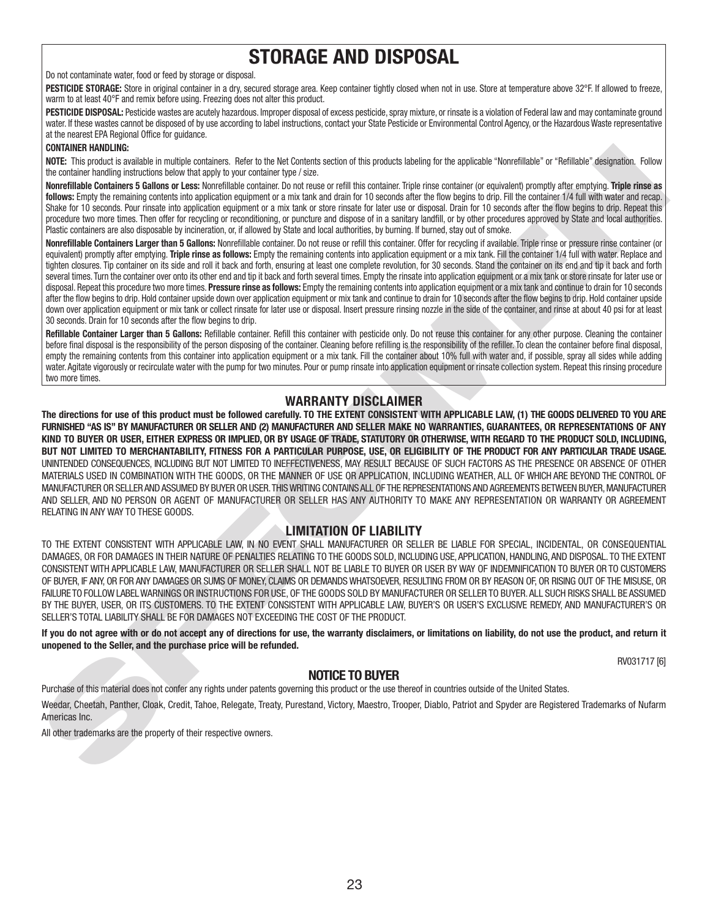# STORAGE AND DISPOSAL

Do not contaminate water, food or feed by storage or disposal.

**PESTICIDE STORAGE:** Store in original container in a dry, secured storage area. Keep container tightly closed when not in use. Store at temperature above 32°F. If allowed to freeze, warm to at least 40°F and remix before using. Freezing does not alter this product.

**PESTICIDE DISPOSAL:** Pesticide wastes are acutely hazardous. Improper disposal of excess pesticide, spray mixture, or rinsate is a violation of Federal law and may contaminate ground water. If these wastes cannot be disposed of by use according to label instructions, contact your State Pesticide or Environmental Control Agency, or the Hazardous Waste representative at the nearest EPA Regional Office for guidance.

**CONTAINER HANDLING:**

**NOTE:** This product is available in multiple containers. Refer to the Net Contents section of this products labeling for the applicable "Nonrefillable" or "Refillable" designation. Follow the container handling instructions below that apply to your container type / size.

**Nonrefillable Containers 5 Gallons or Less:** Nonrefillable container. Do not reuse or refill this container. Triple rinse container (or equivalent) promptly after emptying. **Triple rinse as follows:** Empty the remaining contents into application equipment or a mix tank and drain for 10 seconds after the flow begins to drip. Fill the container 1/4 full with water and recap. Shake for 10 seconds. Pour rinsate into application equipment or a mix tank or store rinsate for later use or disposal. Drain for 10 seconds after the flow begins to drip. Repeat this procedure two more times. Then offer for recycling or reconditioning, or puncture and dispose of in a sanitary landfill, or by other procedures approved by State and local authorities. Plastic containers are also disposable by incineration, or, if allowed by State and local authorities, by burning. If burned, stay out of smoke.

**Nonrefillable Containers Larger than 5 Gallons:** Nonrefillable container. Do not reuse or refill this container. Offer for recycling if available. Triple rinse or pressure rinse container (or equivalent) promptly after emptying. **Triple rinse as follows:** Empty the remaining contents into application equipment or a mix tank. Fill the container 1/4 full with water. Replace and tighten closures. Tip container on its side and roll it back and forth, ensuring at least one complete revolution, for 30 seconds. Stand the container on its end and tip it back and forth several times. Turn the container over onto its other end and tip it back and forth several times. Empty the rinsate into application equipment or a mix tank or store rinsate for later use or disposal. Repeat this procedure two more times. **Pressure rinse as follows:** Empty the remaining contents into application equipment or a mix tank and continue to drain for 10 seconds after the flow begins to drip. Hold container upside down over application equipment or mix tank and continue to drain for 10 seconds after the flow begins to drip. Hold container upside down over application equipment or mix tank or collect rinsate for later use or disposal. Insert pressure rinsing nozzle in the side of the container, and rinse at about 40 psi for at least 30 seconds. Drain for 10 seconds after the flow begins to drip.

**Refillable Container Larger than 5 Gallons:** Refillable container. Refill this container with pesticide only. Do not reuse this container for any other purpose. Cleaning the container before final disposal is the responsibility of the person disposing of the container. Cleaning before refilling is the responsibility of the refiller. To clean the container before final disposal, empty the remaining contents from this container into application equipment or a mix tank. Fill the container about 10% full with water and, if possible, spray all sides while adding water. Agitate vigorously or recirculate water with the pump for two minutes. Pour or pump rinsate into application equipment or rinsate collection system. Repeat this rinsing procedure two more times.

## WARRANTY DISCLAIMER

**The directions for use of this product must be followed carefully. TO THE EXTENT CONSISTENT WITH APPLICABLE LAW, (1) THE GOODS DELIVERED TO YOU ARE FURNISHED "AS IS" BY MANUFACTURER OR SELLER AND (2) MANUFACTURER AND SELLER MAKE NO WARRANTIES, GUARANTEES, OR REPRESENTATIONS OF ANY KIND TO BUYER OR USER, EITHER EXPRESS OR IMPLIED, OR BY USAGE OF TRADE, STATUTORY OR OTHERWISE, WITH REGARD TO THE PRODUCT SOLD, INCLUDING, BUT NOT LIMITED TO MERCHANTABILITY, FITNESS FOR A PARTICULAR PURPOSE, USE, OR ELIGIBILITY OF THE PRODUCT FOR ANY PARTICULAR TRADE USAGE.** UNINTENDED CONSEQUENCES, INCLUDING BUT NOT LIMITED TO INEFFECTIVENESS, MAY RESULT BECAUSE OF SUCH FACTORS AS THE PRESENCE OR ABSENCE OF OTHER MATERIALS USED IN COMBINATION WITH THE GOODS, OR THE MANNER OF USE OR APPLICATION, INCLUDING WEATHER, ALL OF WHICH ARE BEYOND THE CONTROL OF MANUFACTURER OR SELLER AND ASSUMED BY BUYER OR USER. THIS WRITING CONTAINS ALL OF THE REPRESENTATIONS AND AGREEMENTS BETWEEN BUYER, MANUFACTURER AND SELLER, AND NO PERSON OR AGENT OF MANUFACTURER OR SELLER HAS ANY AUTHORITY TO MAKE ANY REPRESENTATION OR WARRANTY OR AGREEMENT RELATING IN ANY WAY TO THESE GOODS.

## LIMITATION OF LIABILITY

TO THE EXTENT CONSISTENT WITH APPLICABLE LAW, IN NO EVENT SHALL MANUFACTURER OR SELLER BE LIABLE FOR SPECIAL, INCIDENTAL, OR CONSEQUENTIAL DAMAGES, OR FOR DAMAGES IN THEIR NATURE OF PENALTIES RELATING TO THE GOODS SOLD, INCLUDING USE, APPLICATION, HANDLING, AND DISPOSAL. TO THE EXTENT CONSISTENT WITH APPLICABLE LAW, MANUFACTURER OR SELLER SHALL NOT BE LIABLE TO BUYER OR USER BY WAY OF INDEMNIFICATION TO BUYER OR TO CUSTOMERS OF BUYER, IF ANY, OR FOR ANY DAMAGES OR SUMS OF MONEY, CLAIMS OR DEMANDS WHATSOEVER, RESULTING FROM OR BY REASON OF, OR RISING OUT OF THE MISUSE, OR FAILURE TO FOLLOW LABEL WARNINGS OR INSTRUCTIONS FOR USE, OF THE GOODS SOLD BY MANUFACTURER OR SELLER TO BUYER. ALL SUCH RISKS SHALL BE ASSUMED BY THE BUYER, USER, OR ITS CUSTOMERS. TO THE EXTENT CONSISTENT WITH APPLICABLE LAW, BUYER'S OR USER'S EXCLUSIVE REMEDY, AND MANUFACTURER'S OR SELLER'S TOTAL LIABILITY SHALL BE FOR DAMAGES NOT EXCEEDING THE COST OF THE PRODUCT.

**If you do not agree with or do not accept any of directions for use, the warranty disclaimers, or limitations on liability, do not use the product, and return it unopened to the Seller, and the purchase price will be refunded.**

RV031717 [6]

## NOTICE TO BUYER

Purchase of this material does not confer any rights under patents governing this product or the use thereof in countries outside of the United States.

Weedar, Cheetah, Panther, Cloak, Credit, Tahoe, Relegate, Treaty, Purestand, Victory, Maestro, Trooper, Diablo, Patriot and Spyder are Registered Trademarks of Nufarm Americas Inc.

All other trademarks are the property of their respective owners.